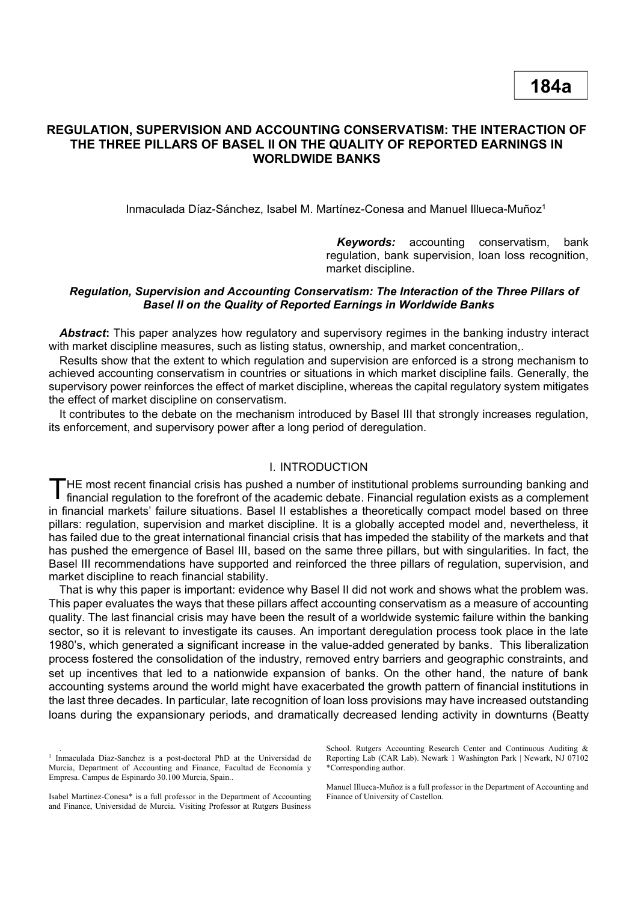184a

# REGULATION, SUPERVISION AND ACCOUNTING CONSERVATISM: THE INTERACTION OF THE THREE PILLARS OF BASEL II ON THE QUALITY OF REPORTED EARNINGS IN WORLDWIDE BANKS

Inmaculada Díaz-Sánchez, Isabel M. Martínez-Conesa and Manuel Illueca-Muñoz[1]

***Keywords:*** accounting conservatism, bank regulation, bank supervision, loan loss recognition, market discipline.

***Regulation, Supervision and Accounting Conservatism: The Interaction of the Three Pillars of Basel II on the Quality of Reported Earnings in Worldwide Banks***

***Abstract*:** This paper analyzes how regulatory and supervisory regimes in the banking industry interact with market discipline measures, such as listing status, ownership, and market concentration,.

Results show that the extent to which regulation and supervision are enforced is a strong mechanism to achieved accounting conservatism in countries or situations in which market discipline fails. Generally, the supervisory power reinforces the effect of market discipline, whereas the capital regulatory system mitigates the effect of market discipline on conservatism.

It contributes to the debate on the mechanism introduced by Basel III that strongly increases regulation, its enforcement, and supervisory power after a long period of deregulation.

## I. INTRODUCTION

THE most recent financial crisis has pushed a number of institutional problems surrounding banking and financial regulation to the forefront of the academic debate. Financial regulation exists as a complement in financial markets' failure situations. Basel II establishes a theoretically compact model based on three pillars: regulation, supervision and market discipline. It is a globally accepted model and, nevertheless, it has failed due to the great international financial crisis that has impeded the stability of the markets and that has pushed the emergence of Basel III, based on the same three pillars, but with singularities. In fact, the Basel III recommendations have supported and reinforced the three pillars of regulation, supervision, and market discipline to reach financial stability.

That is why this paper is important: evidence why Basel II did not work and shows what the problem was. This paper evaluates the ways that these pillars affect accounting conservatism as a measure of accounting quality. The last financial crisis may have been the result of a worldwide systemic failure within the banking sector, so it is relevant to investigate its causes. An important deregulation process took place in the late 1980's, which generated a significant increase in the value-added generated by banks. This liberalization process fostered the consolidation of the industry, removed entry barriers and geographic constraints, and set up incentives that led to a nationwide expansion of banks. On the other hand, the nature of bank accounting systems around the world might have exacerbated the growth pattern of financial institutions in the last three decades. In particular, late recognition of loan loss provisions may have increased outstanding loans during the expansionary periods, and dramatically decreased lending activity in downturns (Beatty

[1] Inmaculada Diaz-Sanchez is a post-doctoral PhD at the Universidad de Murcia, Department of Accounting and Finance, Facultad de Economía y Empresa. Campus de Espinardo 30.100 Murcia, Spain..

Isabel Martinez-Conesa* is a full professor in the Department of Accounting and Finance, Universidad de Murcia. Visiting Professor at Rutgers Business School. Rutgers Accounting Research Center and Continuous Auditing & Reporting Lab (CAR Lab). Newark 1 Washington Park | Newark, NJ 07102 *Corresponding author.

Manuel Illueca-Muñoz is a full professor in the Department of Accounting and Finance of University of Castellon.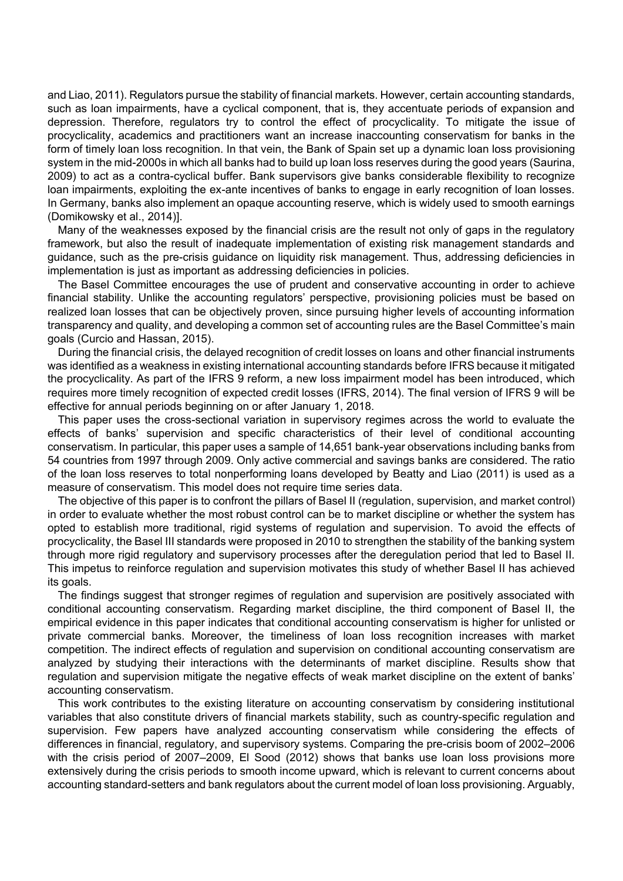and Liao, 2011). Regulators pursue the stability of financial markets. However, certain accounting standards, such as loan impairments, have a cyclical component, that is, they accentuate periods of expansion and depression. Therefore, regulators try to control the effect of procyclicality. To mitigate the issue of procyclicality, academics and practitioners want an increase inaccounting conservatism for banks in the form of timely loan loss recognition. In that vein, the Bank of Spain set up a dynamic loan loss provisioning system in the mid-2000s in which all banks had to build up loan loss reserves during the good years (Saurina, 2009) to act as a contra-cyclical buffer. Bank supervisors give banks considerable flexibility to recognize loan impairments, exploiting the ex-ante incentives of banks to engage in early recognition of loan losses. In Germany, banks also implement an opaque accounting reserve, which is widely used to smooth earnings (Domikowsky et al., 2014)].

Many of the weaknesses exposed by the financial crisis are the result not only of gaps in the regulatory framework, but also the result of inadequate implementation of existing risk management standards and guidance, such as the pre-crisis guidance on liquidity risk management. Thus, addressing deficiencies in implementation is just as important as addressing deficiencies in policies.

The Basel Committee encourages the use of prudent and conservative accounting in order to achieve financial stability. Unlike the accounting regulators' perspective, provisioning policies must be based on realized loan losses that can be objectively proven, since pursuing higher levels of accounting information transparency and quality, and developing a common set of accounting rules are the Basel Committee's main goals (Curcio and Hassan, 2015).

During the financial crisis, the delayed recognition of credit losses on loans and other financial instruments was identified as a weakness in existing international accounting standards before IFRS because it mitigated the procyclicality. As part of the IFRS 9 reform, a new loss impairment model has been introduced, which requires more timely recognition of expected credit losses (IFRS, 2014). The final version of IFRS 9 will be effective for annual periods beginning on or after January 1, 2018.

This paper uses the cross-sectional variation in supervisory regimes across the world to evaluate the effects of banks' supervision and specific characteristics of their level of conditional accounting conservatism. In particular, this paper uses a sample of 14,651 bank-year observations including banks from 54 countries from 1997 through 2009. Only active commercial and savings banks are considered. The ratio of the loan loss reserves to total nonperforming loans developed by Beatty and Liao (2011) is used as a measure of conservatism. This model does not require time series data.

The objective of this paper is to confront the pillars of Basel II (regulation, supervision, and market control) in order to evaluate whether the most robust control can be to market discipline or whether the system has opted to establish more traditional, rigid systems of regulation and supervision. To avoid the effects of procyclicality, the Basel III standards were proposed in 2010 to strengthen the stability of the banking system through more rigid regulatory and supervisory processes after the deregulation period that led to Basel II. This impetus to reinforce regulation and supervision motivates this study of whether Basel II has achieved its goals.

The findings suggest that stronger regimes of regulation and supervision are positively associated with conditional accounting conservatism. Regarding market discipline, the third component of Basel II, the empirical evidence in this paper indicates that conditional accounting conservatism is higher for unlisted or private commercial banks. Moreover, the timeliness of loan loss recognition increases with market competition. The indirect effects of regulation and supervision on conditional accounting conservatism are analyzed by studying their interactions with the determinants of market discipline. Results show that regulation and supervision mitigate the negative effects of weak market discipline on the extent of banks' accounting conservatism.

This work contributes to the existing literature on accounting conservatism by considering institutional variables that also constitute drivers of financial markets stability, such as country-specific regulation and supervision. Few papers have analyzed accounting conservatism while considering the effects of differences in financial, regulatory, and supervisory systems. Comparing the pre-crisis boom of 2002–2006 with the crisis period of 2007–2009, El Sood (2012) shows that banks use loan loss provisions more extensively during the crisis periods to smooth income upward, which is relevant to current concerns about accounting standard-setters and bank regulators about the current model of loan loss provisioning. Arguably,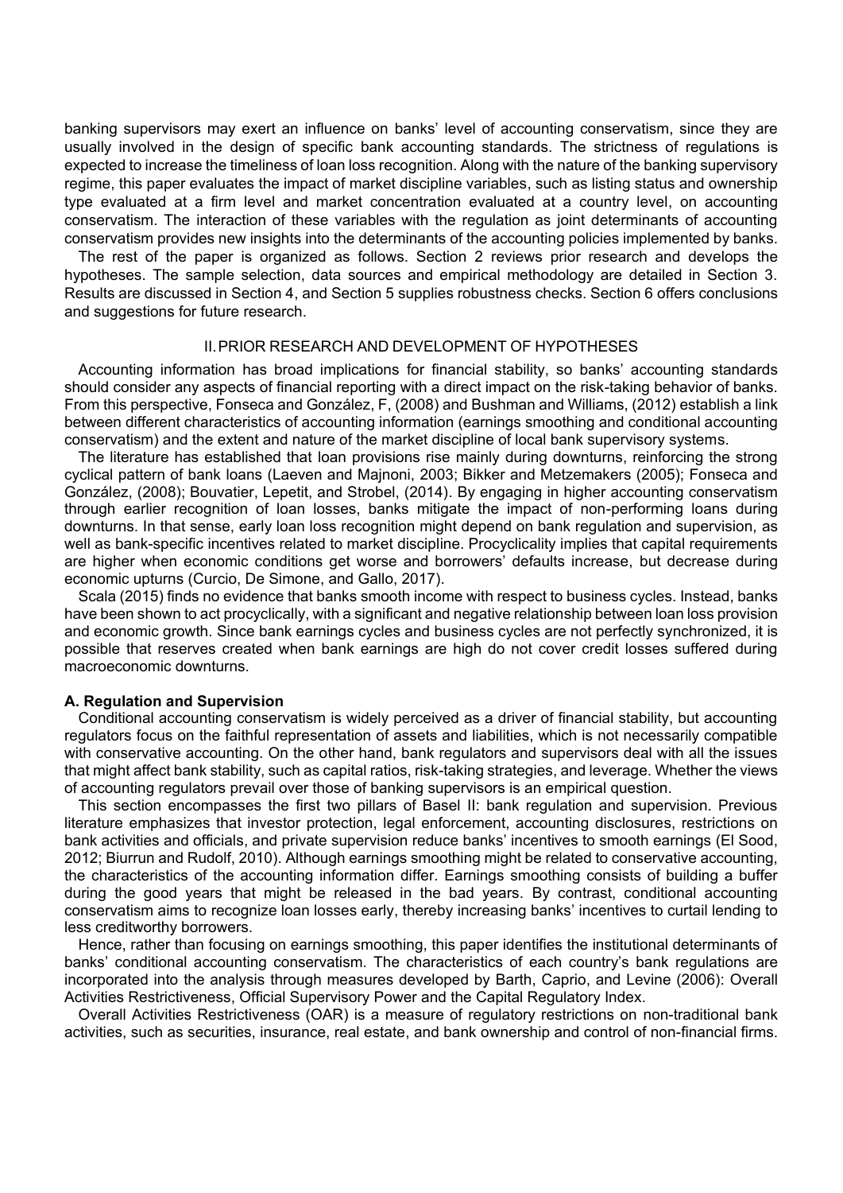banking supervisors may exert an influence on banks' level of accounting conservatism, since they are usually involved in the design of specific bank accounting standards. The strictness of regulations is expected to increase the timeliness of loan loss recognition. Along with the nature of the banking supervisory regime, this paper evaluates the impact of market discipline variables, such as listing status and ownership type evaluated at a firm level and market concentration evaluated at a country level, on accounting conservatism. The interaction of these variables with the regulation as joint determinants of accounting conservatism provides new insights into the determinants of the accounting policies implemented by banks.

The rest of the paper is organized as follows. Section 2 reviews prior research and develops the hypotheses. The sample selection, data sources and empirical methodology are detailed in Section 3. Results are discussed in Section 4, and Section 5 supplies robustness checks. Section 6 offers conclusions and suggestions for future research.

## II. PRIOR RESEARCH AND DEVELOPMENT OF HYPOTHESES

Accounting information has broad implications for financial stability, so banks' accounting standards should consider any aspects of financial reporting with a direct impact on the risk-taking behavior of banks. From this perspective, Fonseca and González, F, (2008) and Bushman and Williams, (2012) establish a link between different characteristics of accounting information (earnings smoothing and conditional accounting conservatism) and the extent and nature of the market discipline of local bank supervisory systems.

The literature has established that loan provisions rise mainly during downturns, reinforcing the strong cyclical pattern of bank loans (Laeven and Majnoni, 2003; Bikker and Metzemakers (2005); Fonseca and González, (2008); Bouvatier, Lepetit, and Strobel, (2014). By engaging in higher accounting conservatism through earlier recognition of loan losses, banks mitigate the impact of non-performing loans during downturns. In that sense, early loan loss recognition might depend on bank regulation and supervision, as well as bank-specific incentives related to market discipline. Procyclicality implies that capital requirements are higher when economic conditions get worse and borrowers' defaults increase, but decrease during economic upturns (Curcio, De Simone, and Gallo, 2017).

Scala (2015) finds no evidence that banks smooth income with respect to business cycles. Instead, banks have been shown to act procyclically, with a significant and negative relationship between loan loss provision and economic growth. Since bank earnings cycles and business cycles are not perfectly synchronized, it is possible that reserves created when bank earnings are high do not cover credit losses suffered during macroeconomic downturns.

### A. Regulation and Supervision

Conditional accounting conservatism is widely perceived as a driver of financial stability, but accounting regulators focus on the faithful representation of assets and liabilities, which is not necessarily compatible with conservative accounting. On the other hand, bank regulators and supervisors deal with all the issues that might affect bank stability, such as capital ratios, risk-taking strategies, and leverage. Whether the views of accounting regulators prevail over those of banking supervisors is an empirical question.

This section encompasses the first two pillars of Basel II: bank regulation and supervision. Previous literature emphasizes that investor protection, legal enforcement, accounting disclosures, restrictions on bank activities and officials, and private supervision reduce banks' incentives to smooth earnings (El Sood, 2012; Biurrun and Rudolf, 2010). Although earnings smoothing might be related to conservative accounting, the characteristics of the accounting information differ. Earnings smoothing consists of building a buffer during the good years that might be released in the bad years. By contrast, conditional accounting conservatism aims to recognize loan losses early, thereby increasing banks' incentives to curtail lending to less creditworthy borrowers.

Hence, rather than focusing on earnings smoothing, this paper identifies the institutional determinants of banks' conditional accounting conservatism. The characteristics of each country's bank regulations are incorporated into the analysis through measures developed by Barth, Caprio, and Levine (2006): Overall Activities Restrictiveness, Official Supervisory Power and the Capital Regulatory Index.

Overall Activities Restrictiveness (OAR) is a measure of regulatory restrictions on non-traditional bank activities, such as securities, insurance, real estate, and bank ownership and control of non-financial firms.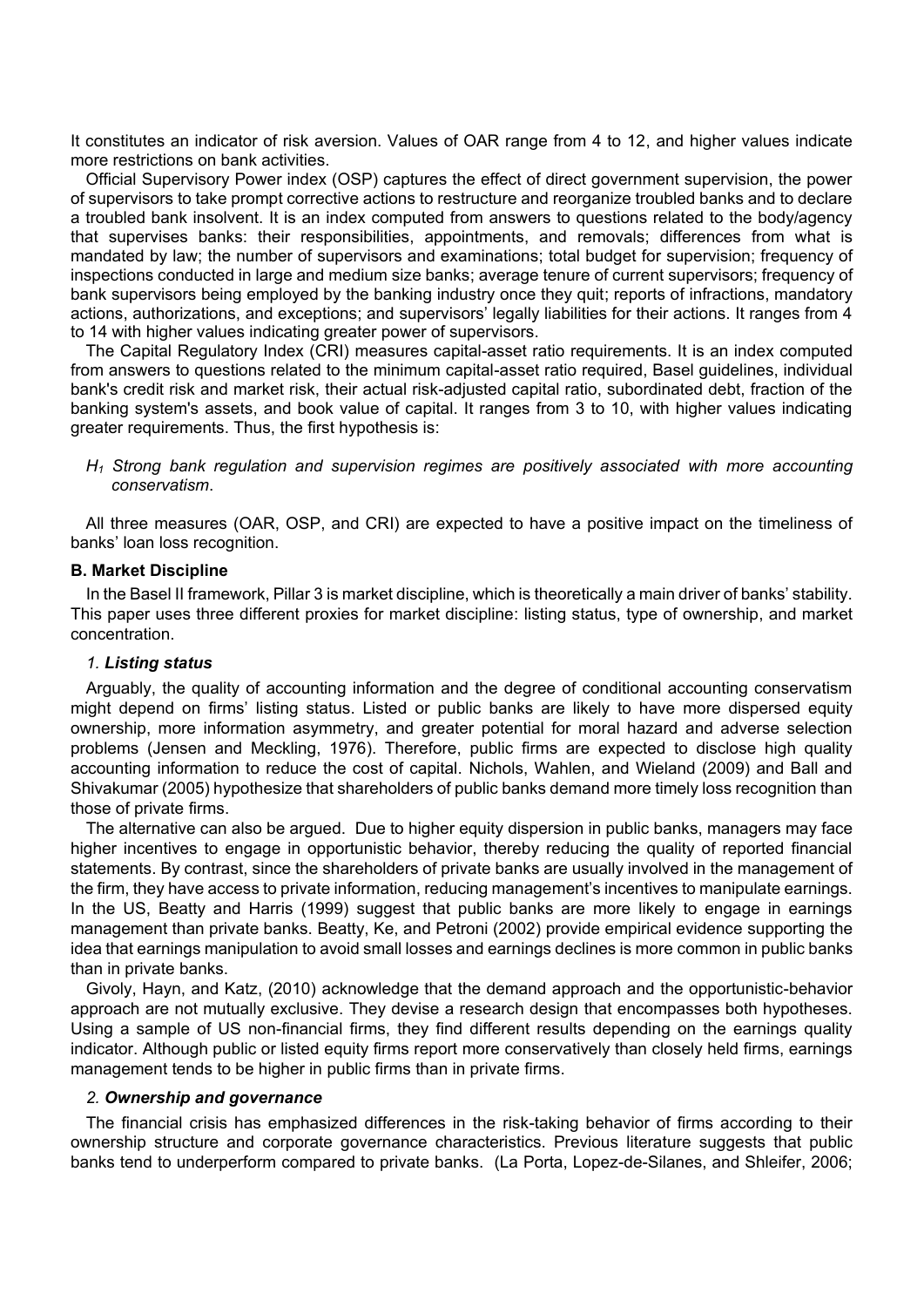It constitutes an indicator of risk aversion. Values of OAR range from 4 to 12, and higher values indicate more restrictions on bank activities.

Official Supervisory Power index (OSP) captures the effect of direct government supervision, the power of supervisors to take prompt corrective actions to restructure and reorganize troubled banks and to declare a troubled bank insolvent. It is an index computed from answers to questions related to the body/agency that supervises banks: their responsibilities, appointments, and removals; differences from what is mandated by law; the number of supervisors and examinations; total budget for supervision; frequency of inspections conducted in large and medium size banks; average tenure of current supervisors; frequency of bank supervisors being employed by the banking industry once they quit; reports of infractions, mandatory actions, authorizations, and exceptions; and supervisors' legally liabilities for their actions. It ranges from 4 to 14 with higher values indicating greater power of supervisors.

The Capital Regulatory Index (CRI) measures capital-asset ratio requirements. It is an index computed from answers to questions related to the minimum capital-asset ratio required, Basel guidelines, individual bank's credit risk and market risk, their actual risk-adjusted capital ratio, subordinated debt, fraction of the banking system's assets, and book value of capital. It ranges from 3 to 10, with higher values indicating greater requirements. Thus, the first hypothesis is:

> $H_1$ *Strong bank regulation and supervision regimes are positively associated with more accounting conservatism*.

All three measures (OAR, OSP, and CRI) are expected to have a positive impact on the timeliness of banks' loan loss recognition.

### B. Market Discipline

In the Basel II framework, Pillar 3 is market discipline, which is theoretically a main driver of banks' stability. This paper uses three different proxies for market discipline: listing status, type of ownership, and market concentration.

#### *1. Listing status*

Arguably, the quality of accounting information and the degree of conditional accounting conservatism might depend on firms' listing status. Listed or public banks are likely to have more dispersed equity ownership, more information asymmetry, and greater potential for moral hazard and adverse selection problems (Jensen and Meckling, 1976). Therefore, public firms are expected to disclose high quality accounting information to reduce the cost of capital. Nichols, Wahlen, and Wieland (2009) and Ball and Shivakumar (2005) hypothesize that shareholders of public banks demand more timely loss recognition than those of private firms.

The alternative can also be argued. Due to higher equity dispersion in public banks, managers may face higher incentives to engage in opportunistic behavior, thereby reducing the quality of reported financial statements. By contrast, since the shareholders of private banks are usually involved in the management of the firm, they have access to private information, reducing management's incentives to manipulate earnings. In the US, Beatty and Harris (1999) suggest that public banks are more likely to engage in earnings management than private banks. Beatty, Ke, and Petroni (2002) provide empirical evidence supporting the idea that earnings manipulation to avoid small losses and earnings declines is more common in public banks than in private banks.

Givoly, Hayn, and Katz, (2010) acknowledge that the demand approach and the opportunistic-behavior approach are not mutually exclusive. They devise a research design that encompasses both hypotheses. Using a sample of US non-financial firms, they find different results depending on the earnings quality indicator. Although public or listed equity firms report more conservatively than closely held firms, earnings management tends to be higher in public firms than in private firms.

#### *2. Ownership and governance*

The financial crisis has emphasized differences in the risk-taking behavior of firms according to their ownership structure and corporate governance characteristics. Previous literature suggests that public banks tend to underperform compared to private banks. (La Porta, Lopez-de-Silanes, and Shleifer, 2006;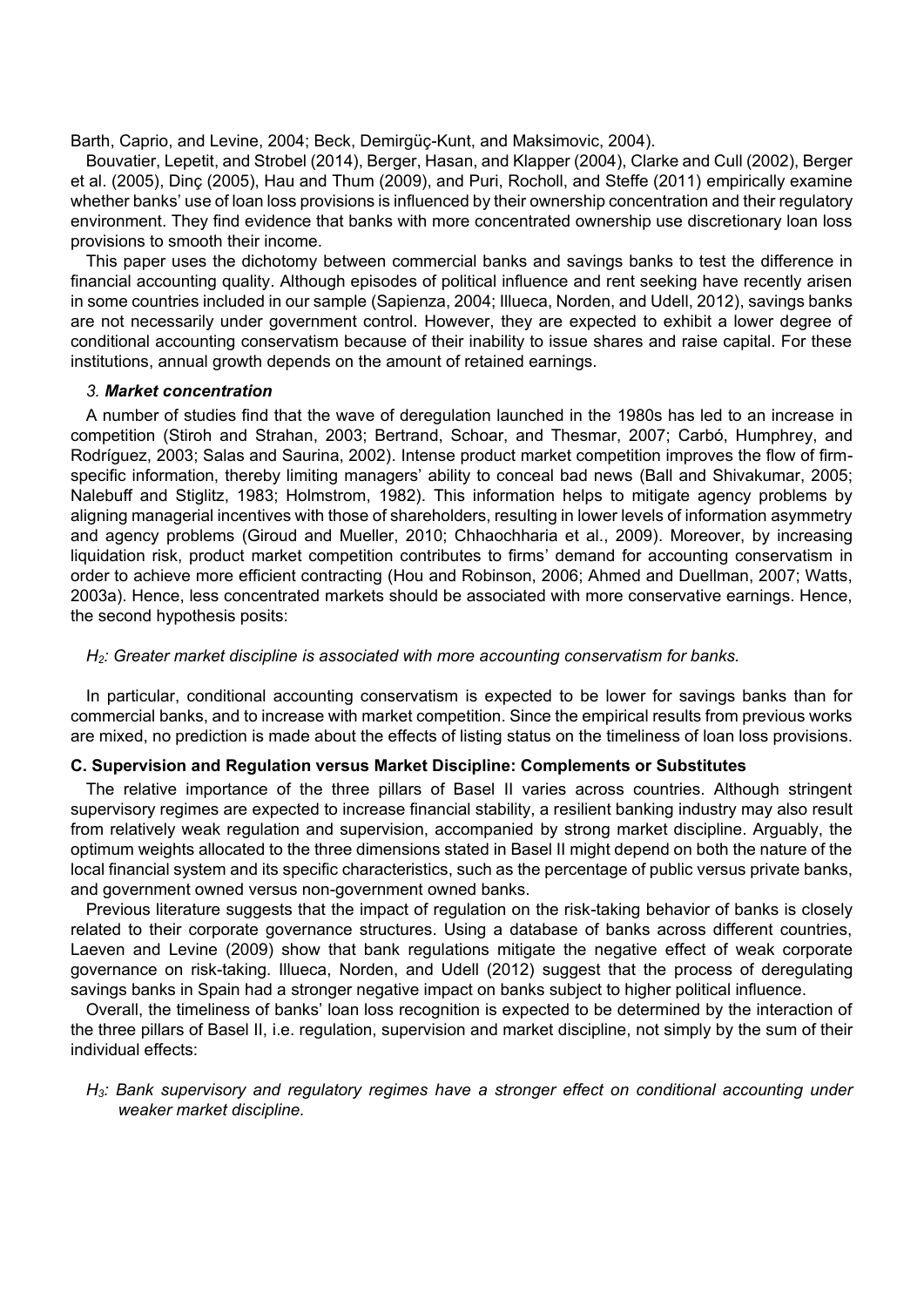Barth, Caprio, and Levine, 2004; Beck, Demirgüç-Kunt, and Maksimovic, 2004).

Bouvatier, Lepetit, and Strobel (2014), Berger, Hasan, and Klapper (2004), Clarke and Cull (2002), Berger et al. (2005), Dinç (2005), Hau and Thum (2009), and Puri, Rocholl, and Steffe (2011) empirically examine whether banks' use of loan loss provisions is influenced by their ownership concentration and their regulatory environment. They find evidence that banks with more concentrated ownership use discretionary loan loss provisions to smooth their income.

This paper uses the dichotomy between commercial banks and savings banks to test the difference in financial accounting quality. Although episodes of political influence and rent seeking have recently arisen in some countries included in our sample (Sapienza, 2004; Illueca, Norden, and Udell, 2012), savings banks are not necessarily under government control. However, they are expected to exhibit a lower degree of conditional accounting conservatism because of their inability to issue shares and raise capital. For these institutions, annual growth depends on the amount of retained earnings.

### *3. Market concentration*

A number of studies find that the wave of deregulation launched in the 1980s has led to an increase in competition (Stiroh and Strahan, 2003; Bertrand, Schoar, and Thesmar, 2007; Carbó, Humphrey, and Rodríguez, 2003; Salas and Saurina, 2002). Intense product market competition improves the flow of firm-specific information, thereby limiting managers' ability to conceal bad news (Ball and Shivakumar, 2005; Nalebuff and Stiglitz, 1983; Holmstrom, 1982). This information helps to mitigate agency problems by aligning managerial incentives with those of shareholders, resulting in lower levels of information asymmetry and agency problems (Giroud and Mueller, 2010; Chhaochharia et al., 2009). Moreover, by increasing liquidation risk, product market competition contributes to firms' demand for accounting conservatism in order to achieve more efficient contracting (Hou and Robinson, 2006; Ahmed and Duellman, 2007; Watts, 2003a). Hence, less concentrated markets should be associated with more conservative earnings. Hence, the second hypothesis posits:

*$H_2$: Greater market discipline is associated with more accounting conservatism for banks.*

In particular, conditional accounting conservatism is expected to be lower for savings banks than for commercial banks, and to increase with market competition. Since the empirical results from previous works are mixed, no prediction is made about the effects of listing status on the timeliness of loan loss provisions.

### C. Supervision and Regulation versus Market Discipline: Complements or Substitutes

The relative importance of the three pillars of Basel II varies across countries. Although stringent supervisory regimes are expected to increase financial stability, a resilient banking industry may also result from relatively weak regulation and supervision, accompanied by strong market discipline. Arguably, the optimum weights allocated to the three dimensions stated in Basel II might depend on both the nature of the local financial system and its specific characteristics, such as the percentage of public versus private banks, and government owned versus non-government owned banks.

Previous literature suggests that the impact of regulation on the risk-taking behavior of banks is closely related to their corporate governance structures. Using a database of banks across different countries, Laeven and Levine (2009) show that bank regulations mitigate the negative effect of weak corporate governance on risk-taking. Illueca, Norden, and Udell (2012) suggest that the process of deregulating savings banks in Spain had a stronger negative impact on banks subject to higher political influence.

Overall, the timeliness of banks' loan loss recognition is expected to be determined by the interaction of the three pillars of Basel II, i.e. regulation, supervision and market discipline, not simply by the sum of their individual effects:

*$H_3$: Bank supervisory and regulatory regimes have a stronger effect on conditional accounting under weaker market discipline.*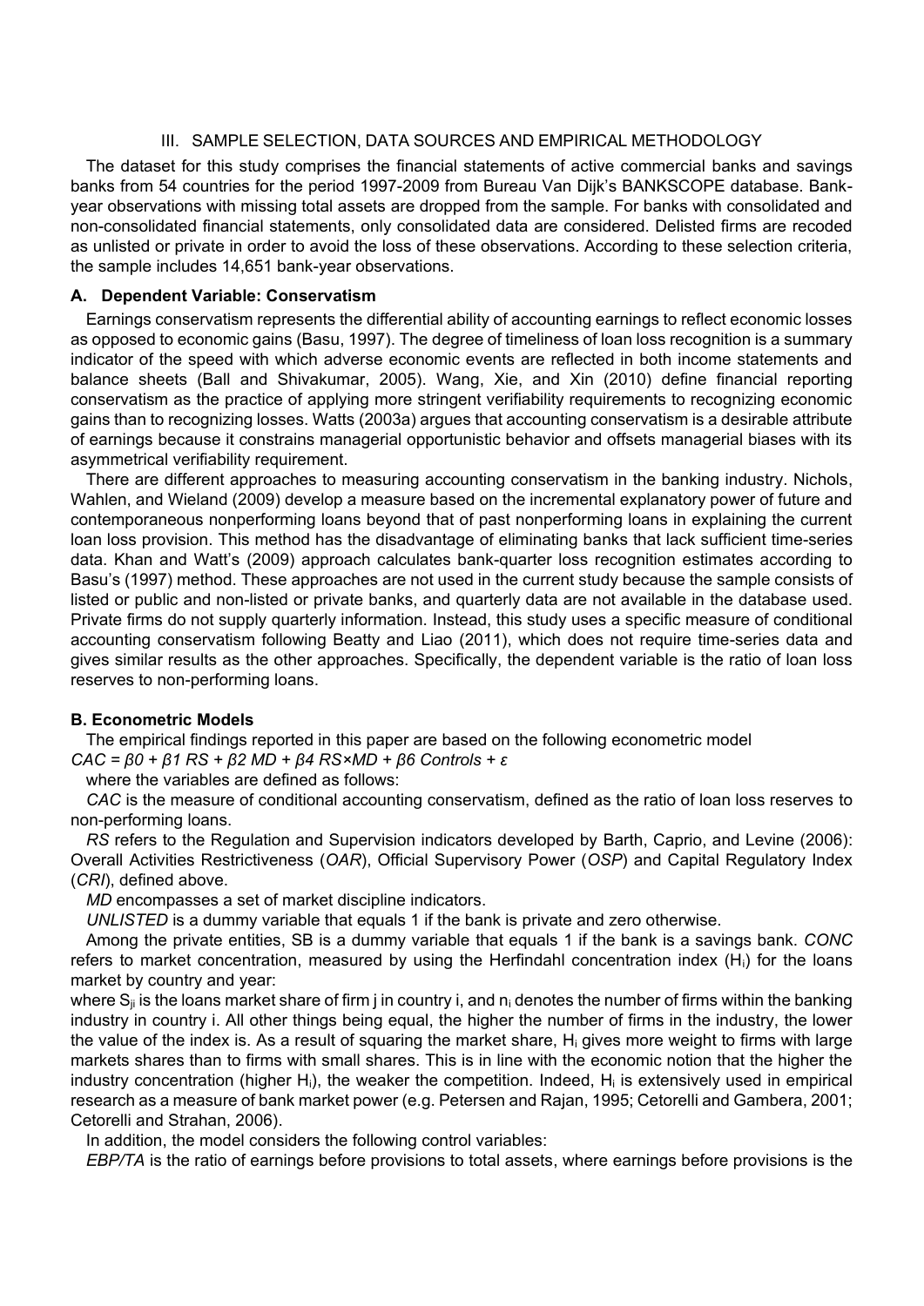## III. SAMPLE SELECTION, DATA SOURCES AND EMPIRICAL METHODOLOGY

The dataset for this study comprises the financial statements of active commercial banks and savings banks from 54 countries for the period 1997-2009 from Bureau Van Dijk's BANKSCOPE database. Bank-year observations with missing total assets are dropped from the sample. For banks with consolidated and non-consolidated financial statements, only consolidated data are considered. Delisted firms are recoded as unlisted or private in order to avoid the loss of these observations. According to these selection criteria, the sample includes 14,651 bank-year observations.

### A. Dependent Variable: Conservatism

Earnings conservatism represents the differential ability of accounting earnings to reflect economic losses as opposed to economic gains (Basu, 1997). The degree of timeliness of loan loss recognition is a summary indicator of the speed with which adverse economic events are reflected in both income statements and balance sheets (Ball and Shivakumar, 2005). Wang, Xie, and Xin (2010) define financial reporting conservatism as the practice of applying more stringent verifiability requirements to recognizing economic gains than to recognizing losses. Watts (2003a) argues that accounting conservatism is a desirable attribute of earnings because it constrains managerial opportunistic behavior and offsets managerial biases with its asymmetrical verifiability requirement.

There are different approaches to measuring accounting conservatism in the banking industry. Nichols, Wahlen, and Wieland (2009) develop a measure based on the incremental explanatory power of future and contemporaneous nonperforming loans beyond that of past nonperforming loans in explaining the current loan loss provision. This method has the disadvantage of eliminating banks that lack sufficient time-series data. Khan and Watt's (2009) approach calculates bank-quarter loss recognition estimates according to Basu's (1997) method. These approaches are not used in the current study because the sample consists of listed or public and non-listed or private banks, and quarterly data are not available in the database used. Private firms do not supply quarterly information. Instead, this study uses a specific measure of conditional accounting conservatism following Beatty and Liao (2011), which does not require time-series data and gives similar results as the other approaches. Specifically, the dependent variable is the ratio of loan loss reserves to non-performing loans.

### B. Econometric Models

The empirical findings reported in this paper are based on the following econometric model

$$CAC = \beta 0 + \beta 1\ RS + \beta 2\ MD + \beta 4\ RS \times MD + \beta 6\ Controls + \varepsilon$$

where the variables are defined as follows:

*CAC* is the measure of conditional accounting conservatism, defined as the ratio of loan loss reserves to non-performing loans.

*RS* refers to the Regulation and Supervision indicators developed by Barth, Caprio, and Levine (2006): Overall Activities Restrictiveness (*OAR*), Official Supervisory Power (*OSP*) and Capital Regulatory Index (*CRI*), defined above.

*MD* encompasses a set of market discipline indicators.

*UNLISTED* is a dummy variable that equals 1 if the bank is private and zero otherwise.

Among the private entities, SB is a dummy variable that equals 1 if the bank is a savings bank. *CONC* refers to market concentration, measured by using the Herfindahl concentration index ($H_i$) for the loans market by country and year:

where $S_{ji}$ is the loans market share of firm j in country i, and $n_i$ denotes the number of firms within the banking industry in country i. All other things being equal, the higher the number of firms in the industry, the lower the value of the index is. As a result of squaring the market share, $H_i$ gives more weight to firms with large markets shares than to firms with small shares. This is in line with the economic notion that the higher the industry concentration (higher $H_i$), the weaker the competition. Indeed, $H_i$ is extensively used in empirical research as a measure of bank market power (e.g. Petersen and Rajan, 1995; Cetorelli and Gambera, 2001; Cetorelli and Strahan, 2006).

In addition, the model considers the following control variables:

*EBP/TA* is the ratio of earnings before provisions to total assets, where earnings before provisions is the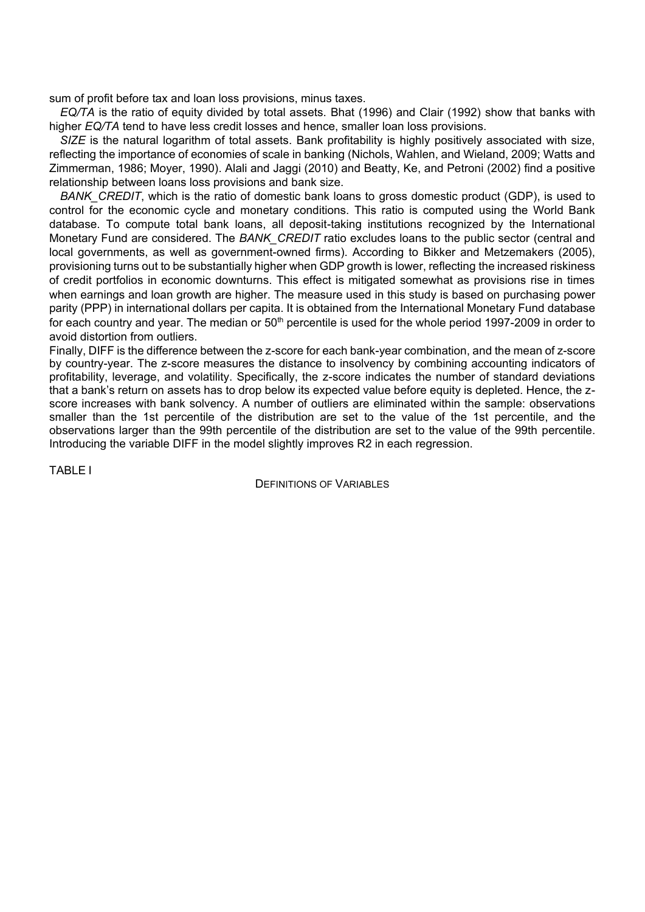sum of profit before tax and loan loss provisions, minus taxes.

*EQ/TA* is the ratio of equity divided by total assets. Bhat (1996) and Clair (1992) show that banks with higher *EQ/TA* tend to have less credit losses and hence, smaller loan loss provisions.

*SIZE* is the natural logarithm of total assets. Bank profitability is highly positively associated with size, reflecting the importance of economies of scale in banking (Nichols, Wahlen, and Wieland, 2009; Watts and Zimmerman, 1986; Moyer, 1990). Alali and Jaggi (2010) and Beatty, Ke, and Petroni (2002) find a positive relationship between loans loss provisions and bank size.

*BANK_CREDIT*, which is the ratio of domestic bank loans to gross domestic product (GDP), is used to control for the economic cycle and monetary conditions. This ratio is computed using the World Bank database. To compute total bank loans, all deposit-taking institutions recognized by the International Monetary Fund are considered. The *BANK_CREDIT* ratio excludes loans to the public sector (central and local governments, as well as government-owned firms). According to Bikker and Metzemakers (2005), provisioning turns out to be substantially higher when GDP growth is lower, reflecting the increased riskiness of credit portfolios in economic downturns. This effect is mitigated somewhat as provisions rise in times when earnings and loan growth are higher. The measure used in this study is based on purchasing power parity (PPP) in international dollars per capita. It is obtained from the International Monetary Fund database for each country and year. The median or 50th percentile is used for the whole period 1997-2009 in order to avoid distortion from outliers.

Finally, DIFF is the difference between the z-score for each bank-year combination, and the mean of z-score by country-year. The z-score measures the distance to insolvency by combining accounting indicators of profitability, leverage, and volatility. Specifically, the z-score indicates the number of standard deviations that a bank's return on assets has to drop below its expected value before equity is depleted. Hence, the z-score increases with bank solvency. A number of outliers are eliminated within the sample: observations smaller than the 1st percentile of the distribution are set to the value of the 1st percentile, and the observations larger than the 99th percentile of the distribution are set to the value of the 99th percentile. Introducing the variable DIFF in the model slightly improves R2 in each regression.

TABLE I

DEFINITIONS OF VARIABLES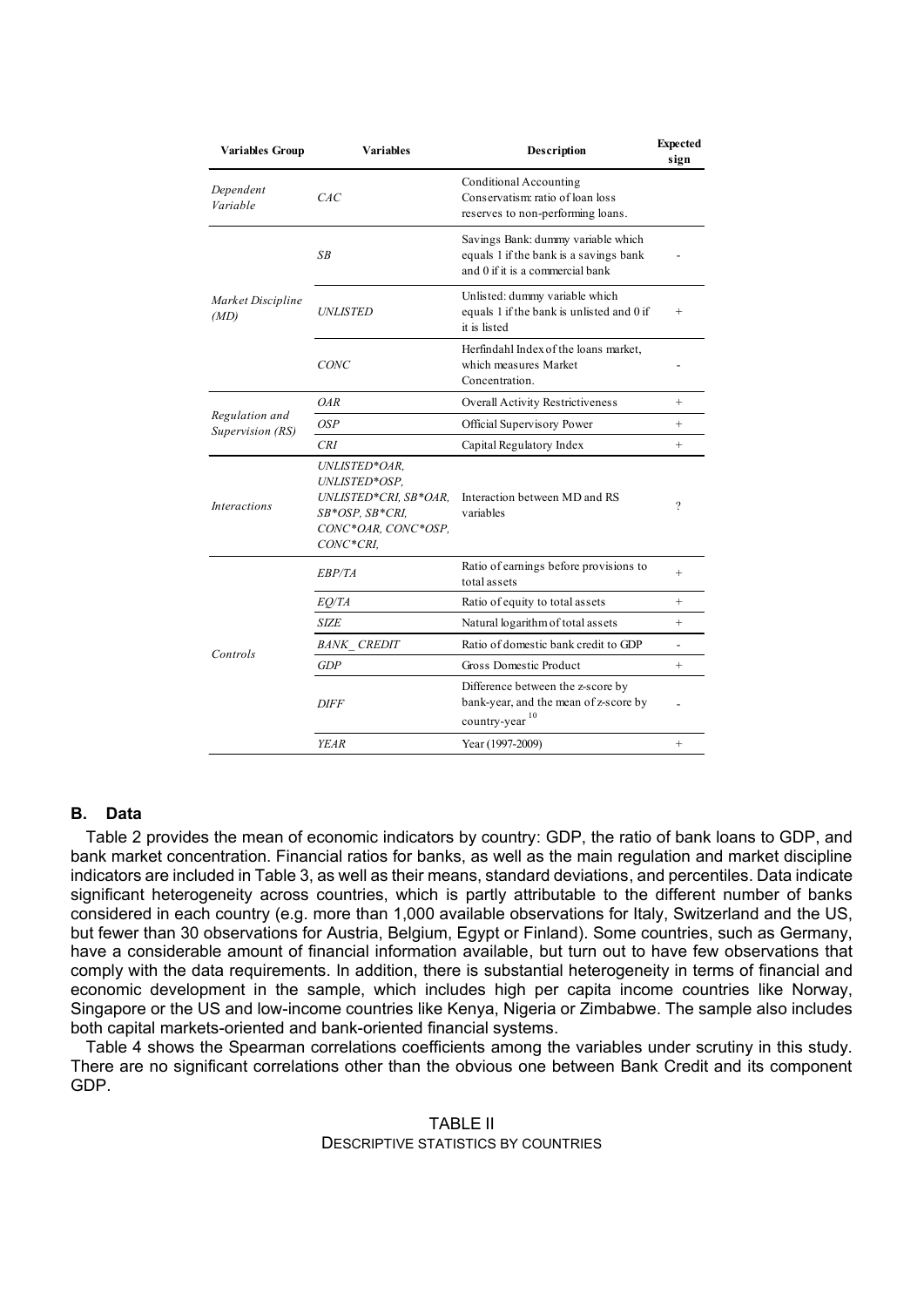| Variables Group | Variables | Description | Expected sign |
|---|---|---|---|
| *Dependent Variable* | *CAC* | Conditional Accounting Conservatism: ratio of loan loss reserves to non-performing loans. | |
| *Market Discipline (MD)* | *SB* | Savings Bank: dummy variable which equals 1 if the bank is a savings bank and 0 if it is a commercial bank | - |
| | *UNLISTED* | Unlisted: dummy variable which equals 1 if the bank is unlisted and 0 if it is listed | + |
| | *CONC* | Herfindahl Index of the loans market, which measures Market Concentration. | - |
| *Regulation and Supervision (RS)* | *OAR* | Overall Activity Restrictiveness | + |
| | *OSP* | Official Supervisory Power | + |
| | *CRI* | Capital Regulatory Index | + |
| *Interactions* | *UNLISTED*OAR, UNLISTED*OSP, UNLISTED*CRI, SB*OAR, SB*OSP, SB*CRI, CONC*OAR, CONC*OSP, CONC*CRI,* | Interaction between MD and RS variables | ? |
| *Controls* | *EBP/TA* | Ratio of earnings before provisions to total assets | + |
| | *EQ/TA* | Ratio of equity to total assets | + |
| | *SIZE* | Natural logarithm of total assets | + |
| | *BANK_ CREDIT* | Ratio of domestic bank credit to GDP | - |
| | *GDP* | Gross Domestic Product | + |
| | *DIFF* | Difference between the z-score by bank-year, and the mean of z-score by country-year [10] | - |
| | *YEAR* | Year (1997-2009) | + |

### B. Data

Table 2 provides the mean of economic indicators by country: GDP, the ratio of bank loans to GDP, and bank market concentration. Financial ratios for banks, as well as the main regulation and market discipline indicators are included in Table 3, as well as their means, standard deviations, and percentiles. Data indicate significant heterogeneity across countries, which is partly attributable to the different number of banks considered in each country (e.g. more than 1,000 available observations for Italy, Switzerland and the US, but fewer than 30 observations for Austria, Belgium, Egypt or Finland). Some countries, such as Germany, have a considerable amount of financial information available, but turn out to have few observations that comply with the data requirements. In addition, there is substantial heterogeneity in terms of financial and economic development in the sample, which includes high per capita income countries like Norway, Singapore or the US and low-income countries like Kenya, Nigeria or Zimbabwe. The sample also includes both capital markets-oriented and bank-oriented financial systems.

Table 4 shows the Spearman correlations coefficients among the variables under scrutiny in this study. There are no significant correlations other than the obvious one between Bank Credit and its component GDP.

TABLE II
DESCRIPTIVE STATISTICS BY COUNTRIES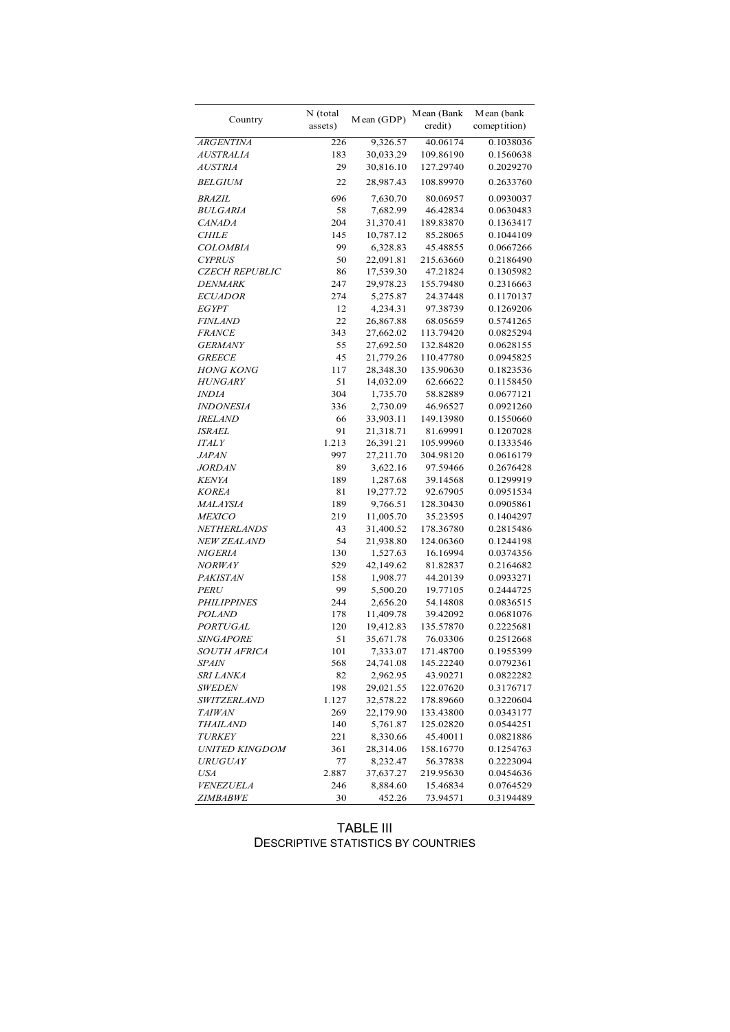| Country | N (total assets) | Mean (GDP) | Mean (Bank credit) | Mean (bank comeptition) |
|---|---|---|---|---|
| *ARGENTINA* | 226 | 9,326.57 | 40.06174 | 0.1038036 |
| *AUSTRALIA* | 183 | 30,033.29 | 109.86190 | 0.1560638 |
| *AUSTRIA* | 29 | 30,816.10 | 127.29740 | 0.2029270 |
| *BELGIUM* | 22 | 28,987.43 | 108.89970 | 0.2633760 |
| *BRAZIL* | 696 | 7,630.70 | 80.06957 | 0.0930037 |
| *BULGARIA* | 58 | 7,682.99 | 46.42834 | 0.0630483 |
| *CANADA* | 204 | 31,370.41 | 189.83870 | 0.1363417 |
| *CHILE* | 145 | 10,787.12 | 85.28065 | 0.1044109 |
| *COLOMBIA* | 99 | 6,328.83 | 45.48855 | 0.0667266 |
| *CYPRUS* | 50 | 22,091.81 | 215.63660 | 0.2186490 |
| *CZECH REPUBLIC* | 86 | 17,539.30 | 47.21824 | 0.1305982 |
| *DENMARK* | 247 | 29,978.23 | 155.79480 | 0.2316663 |
| *ECUADOR* | 274 | 5,275.87 | 24.37448 | 0.1170137 |
| *EGYPT* | 12 | 4,234.31 | 97.38739 | 0.1269206 |
| *FINLAND* | 22 | 26,867.88 | 68.05659 | 0.5741265 |
| *FRANCE* | 343 | 27,662.02 | 113.79420 | 0.0825294 |
| *GERMANY* | 55 | 27,692.50 | 132.84820 | 0.0628155 |
| *GREECE* | 45 | 21,779.26 | 110.47780 | 0.0945825 |
| *HONG KONG* | 117 | 28,348.30 | 135.90630 | 0.1823536 |
| *HUNGARY* | 51 | 14,032.09 | 62.66622 | 0.1158450 |
| *INDIA* | 304 | 1,735.70 | 58.82889 | 0.0677121 |
| *INDONESIA* | 336 | 2,730.09 | 46.96527 | 0.0921260 |
| *IRELAND* | 66 | 33,903.11 | 149.13980 | 0.1550660 |
| *ISRAEL* | 91 | 21,318.71 | 81.69991 | 0.1207028 |
| *ITALY* | 1.213 | 26,391.21 | 105.99960 | 0.1333546 |
| *JAPAN* | 997 | 27,211.70 | 304.98120 | 0.0616179 |
| *JORDAN* | 89 | 3,622.16 | 97.59466 | 0.2676428 |
| *KENYA* | 189 | 1,287.68 | 39.14568 | 0.1299919 |
| *KOREA* | 81 | 19,277.72 | 92.67905 | 0.0951534 |
| *MALAYSIA* | 189 | 9,766.51 | 128.30430 | 0.0905861 |
| *MEXICO* | 219 | 11,005.70 | 35.23595 | 0.1404297 |
| *NETHERLANDS* | 43 | 31,400.52 | 178.36780 | 0.2815486 |
| *NEW ZEALAND* | 54 | 21,938.80 | 124.06360 | 0.1244198 |
| *NIGERIA* | 130 | 1,527.63 | 16.16994 | 0.0374356 |
| *NORWAY* | 529 | 42,149.62 | 81.82837 | 0.2164682 |
| *PAKISTAN* | 158 | 1,908.77 | 44.20139 | 0.0933271 |
| *PERU* | 99 | 5,500.20 | 19.77105 | 0.2444725 |
| *PHILIPPINES* | 244 | 2,656.20 | 54.14808 | 0.0836515 |
| *POLAND* | 178 | 11,409.78 | 39.42092 | 0.0681076 |
| *PORTUGAL* | 120 | 19,412.83 | 135.57870 | 0.2225681 |
| *SINGAPORE* | 51 | 35,671.78 | 76.03306 | 0.2512668 |
| *SOUTH AFRICA* | 101 | 7,333.07 | 171.48700 | 0.1955399 |
| *SPAIN* | 568 | 24,741.08 | 145.22240 | 0.0792361 |
| *SRI LANKA* | 82 | 2,962.95 | 43.90271 | 0.0822282 |
| *SWEDEN* | 198 | 29,021.55 | 122.07620 | 0.3176717 |
| *SWITZERLAND* | 1.127 | 32,578.22 | 178.89660 | 0.3220604 |
| *TAIWAN* | 269 | 22,179.90 | 133.43800 | 0.0343177 |
| *THAILAND* | 140 | 5,761.87 | 125.02820 | 0.0544251 |
| *TURKEY* | 221 | 8,330.66 | 45.40011 | 0.0821886 |
| *UNITED KINGDOM* | 361 | 28,314.06 | 158.16770 | 0.1254763 |
| *URUGUAY* | 77 | 8,232.47 | 56.37838 | 0.2223094 |
| *USA* | 2.887 | 37,637.27 | 219.95630 | 0.0454636 |
| *VENEZUELA* | 246 | 8,884.60 | 15.46834 | 0.0764529 |
| *ZIMBABWE* | 30 | 452.26 | 73.94571 | 0.3194489 |

TABLE III
DESCRIPTIVE STATISTICS BY COUNTRIES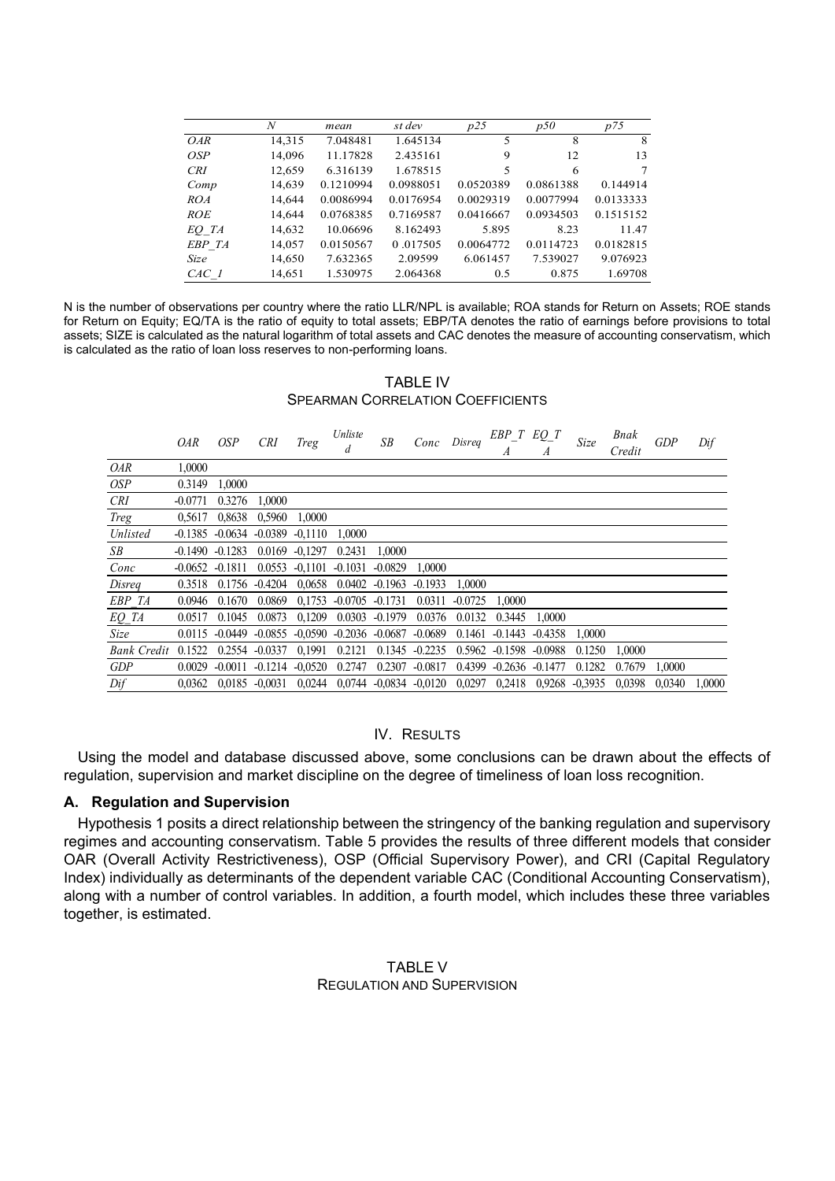|  | *N* | *mean* | *st dev* | *p25* | *p50* | *p75* |
|---|---|---|---|---|---|---|
| *OAR* | 14,315 | 7.048481 | 1.645134 | 5 | 8 | 8 |
| *OSP* | 14,096 | 11.17828 | 2.435161 | 9 | 12 | 13 |
| *CRI* | 12,659 | 6.316139 | 1.678515 | 5 | 6 | 7 |
| *Comp* | 14,639 | 0.1210994 | 0.0988051 | 0.0520389 | 0.0861388 | 0.144914 |
| *ROA* | 14,644 | 0.0086994 | 0.0176954 | 0.0029319 | 0.0077994 | 0.0133333 |
| *ROE* | 14,644 | 0.0768385 | 0.7169587 | 0.0416667 | 0.0934503 | 0.1515152 |
| *EQ_TA* | 14,632 | 10.06696 | 8.162493 | 5.895 | 8.23 | 11.47 |
| *EBP_TA* | 14,057 | 0.0150567 | 0 .017505 | 0.0064772 | 0.0114723 | 0.0182815 |
| *Size* | 14,650 | 7.632365 | 2.09599 | 6.061457 | 7.539027 | 9.076923 |
| *CAC_1* | 14,651 | 1.530975 | 2.064368 | 0.5 | 0.875 | 1.69708 |

N is the number of observations per country where the ratio LLR/NPL is available; ROA stands for Return on Assets; ROE stands for Return on Equity; EQ/TA is the ratio of equity to total assets; EBP/TA denotes the ratio of earnings before provisions to total assets; SIZE is calculated as the natural logarithm of total assets and CAC denotes the measure of accounting conservatism, which is calculated as the ratio of loan loss reserves to non-performing loans.

TABLE IV
SPEARMAN CORRELATION COEFFICIENTS

|  | *OAR* | *OSP* | *CRI* | *Treg* | *Unlisted* | *SB* | *Conc* | *Disreq* | *EBP_TA* | *EQ_TA* | *Size* | *Bnak Credit* | *GDP* | *Dif* |
|---|---|---|---|---|---|---|---|---|---|---|---|---|---|---|
| *OAR* | 1,0000 |  |  |  |  |  |  |  |  |  |  |  |  |  |
| *OSP* | 0.3149 | 1,0000 |  |  |  |  |  |  |  |  |  |  |  |  |
| *CRI* | -0.0771 | 0.3276 | 1,0000 |  |  |  |  |  |  |  |  |  |  |  |
| *Treg* | 0,5617 | 0,8638 | 0,5960 | 1,0000 |  |  |  |  |  |  |  |  |  |  |
| *Unlisted* | -0.1385 | -0.0634 | -0.0389 | -0,1110 | 1,0000 |  |  |  |  |  |  |  |  |  |
| *SB* | -0.1490 | -0.1283 | 0.0169 | -0,1297 | 0.2431 | 1,0000 |  |  |  |  |  |  |  |  |
| *Conc* | -0.0652 | -0.1811 | 0.0553 | -0,1101 | -0.1031 | -0.0829 | 1,0000 |  |  |  |  |  |  |  |
| *Disreq* | 0.3518 | 0.1756 | -0.4204 | 0,0658 | 0.0402 | -0.1963 | -0.1933 | 1,0000 |  |  |  |  |  |  |
| *EBP_TA* | 0.0946 | 0.1670 | 0.0869 | 0,1753 | -0.0705 | -0.1731 | 0.0311 | -0.0725 | 1,0000 |  |  |  |  |  |
| *EQ_TA* | 0.0517 | 0.1045 | 0.0873 | 0,1209 | 0.0303 | -0.1979 | 0.0376 | 0.0132 | 0.3445 | 1,0000 |  |  |  |  |
| *Size* | 0.0115 | -0.0449 | -0.0855 | -0,0590 | -0.2036 | -0.0687 | -0.0689 | 0.1461 | -0.1443 | -0.4358 | 1,0000 |  |  |  |
| *Bank Credit* | 0.1522 | 0.2554 | -0.0337 | 0,1991 | 0.2121 | 0.1345 | -0.2235 | 0.5962 | -0.1598 | -0.0988 | 0.1250 | 1,0000 |  |  |
| *GDP* | 0.0029 | -0.0011 | -0.1214 | -0,0520 | 0.2747 | 0.2307 | -0.0817 | 0.4399 | -0.2636 | -0.1477 | 0.1282 | 0.7679 | 1,0000 |  |
| *Dif* | 0,0362 | 0,0185 | -0,0031 | 0,0244 | 0,0744 | -0,0834 | -0,0120 | 0,0297 | 0,2418 | 0,9268 | -0,3935 | 0,0398 | 0,0340 | 1,0000 |

## IV. RESULTS

Using the model and database discussed above, some conclusions can be drawn about the effects of regulation, supervision and market discipline on the degree of timeliness of loan loss recognition.

### A. Regulation and Supervision

Hypothesis 1 posits a direct relationship between the stringency of the banking regulation and supervisory regimes and accounting conservatism. Table 5 provides the results of three different models that consider OAR (Overall Activity Restrictiveness), OSP (Official Supervisory Power), and CRI (Capital Regulatory Index) individually as determinants of the dependent variable CAC (Conditional Accounting Conservatism), along with a number of control variables. In addition, a fourth model, which includes these three variables together, is estimated.

TABLE V
REGULATION AND SUPERVISION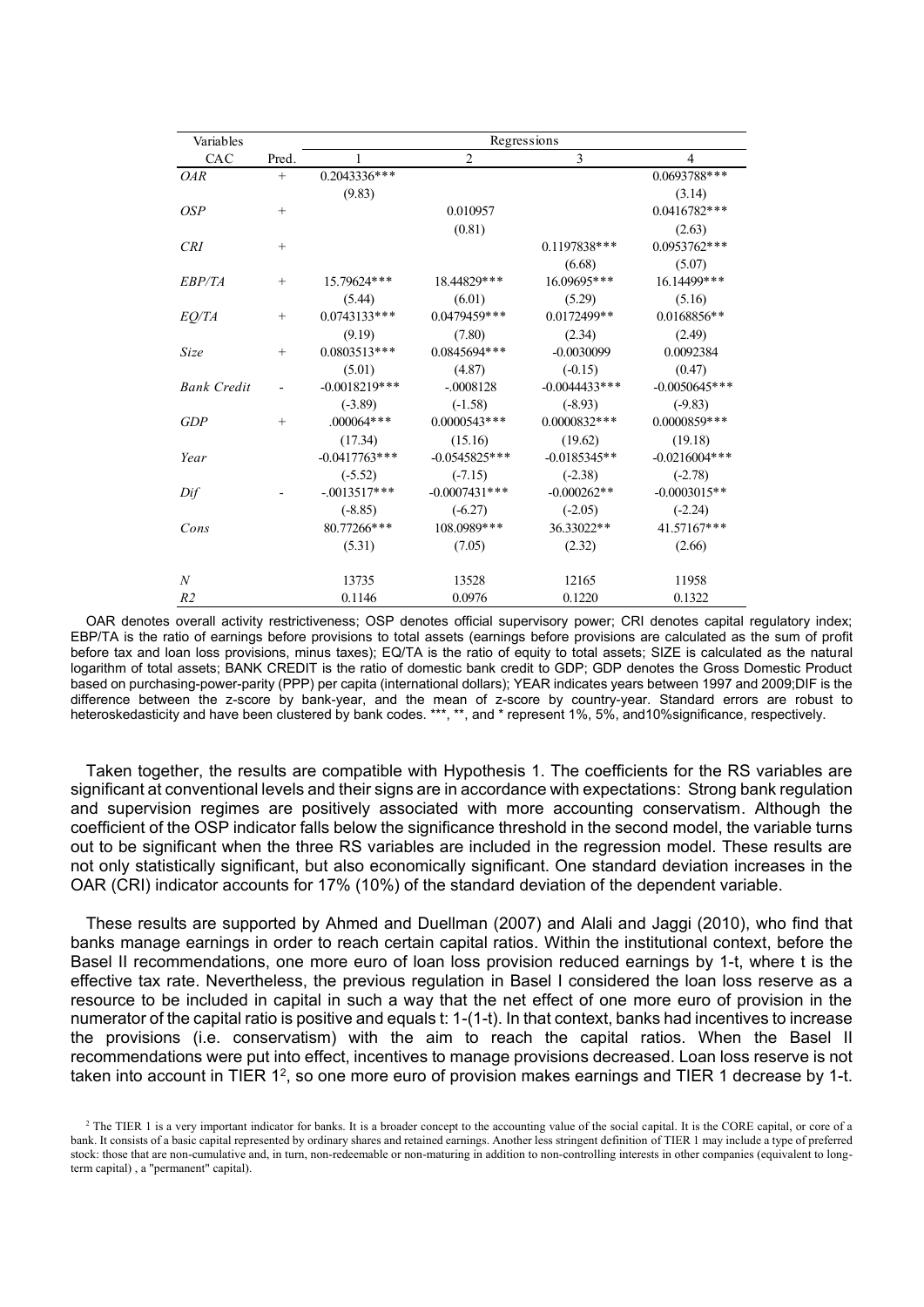| Variables | | Regressions | | | |
|---|---|---|---|---|---|
| CAC | Pred. | 1 | 2 | 3 | 4 |
| *OAR* | + | 0.2043336*** | | | 0.0693788*** |
| | | (9.83) | | | (3.14) |
| *OSP* | + | | 0.010957 | | 0.0416782*** |
| | | | (0.81) | | (2.63) |
| *CRI* | + | | | 0.1197838*** | 0.0953762*** |
| | | | | (6.68) | (5.07) |
| *EBP/TA* | + | 15.79624*** | 18.44829*** | 16.09695*** | 16.14499*** |
| | | (5.44) | (6.01) | (5.29) | (5.16) |
| *EQ/TA* | + | 0.0743133*** | 0.0479459*** | 0.0172499** | 0.0168856** |
| | | (9.19) | (7.80) | (2.34) | (2.49) |
| *Size* | + | 0.0803513*** | 0.0845694*** | -0.0030099 | 0.0092384 |
| | | (5.01) | (4.87) | (-0.15) | (0.47) |
| *Bank Credit* | - | -0.0018219*** | -.0008128 | -0.0044433*** | -0.0050645*** |
| | | (-3.89) | (-1.58) | (-8.93) | (-9.83) |
| *GDP* | + | .000064*** | 0.0000543*** | 0.0000832*** | 0.0000859*** |
| | | (17.34) | (15.16) | (19.62) | (19.18) |
| *Year* | | -0.0417763*** | -0.0545825*** | -0.0185345** | -0.0216004*** |
| | | (-5.52) | (-7.15) | (-2.38) | (-2.78) |
| *Dif* | - | -.0013517*** | -0.0007431*** | -0.000262** | -0.0003015** |
| | | (-8.85) | (-6.27) | (-2.05) | (-2.24) |
| *Cons* | | 80.77266*** | 108.0989*** | 36.33022** | 41.57167*** |
| | | (5.31) | (7.05) | (2.32) | (2.66) |
| *N* | | 13735 | 13528 | 12165 | 11958 |
| *R2* | | 0.1146 | 0.0976 | 0.1220 | 0.1322 |

OAR denotes overall activity restrictiveness; OSP denotes official supervisory power; CRI denotes capital regulatory index; EBP/TA is the ratio of earnings before provisions to total assets (earnings before provisions are calculated as the sum of profit before tax and loan loss provisions, minus taxes); EQ/TA is the ratio of equity to total assets; SIZE is calculated as the natural logarithm of total assets; BANK CREDIT is the ratio of domestic bank credit to GDP; GDP denotes the Gross Domestic Product based on purchasing-power-parity (PPP) per capita (international dollars); YEAR indicates years between 1997 and 2009;DIF is the difference between the z-score by bank-year, and the mean of z-score by country-year. Standard errors are robust to heteroskedasticity and have been clustered by bank codes. ***, **, and * represent 1%, 5%, and10%significance, respectively.

Taken together, the results are compatible with Hypothesis 1. The coefficients for the RS variables are significant at conventional levels and their signs are in accordance with expectations: Strong bank regulation and supervision regimes are positively associated with more accounting conservatism. Although the coefficient of the OSP indicator falls below the significance threshold in the second model, the variable turns out to be significant when the three RS variables are included in the regression model. These results are not only statistically significant, but also economically significant. One standard deviation increases in the OAR (CRI) indicator accounts for 17% (10%) of the standard deviation of the dependent variable.

These results are supported by Ahmed and Duellman (2007) and Alali and Jaggi (2010), who find that banks manage earnings in order to reach certain capital ratios. Within the institutional context, before the Basel II recommendations, one more euro of loan loss provision reduced earnings by 1-t, where t is the effective tax rate. Nevertheless, the previous regulation in Basel I considered the loan loss reserve as a resource to be included in capital in such a way that the net effect of one more euro of provision in the numerator of the capital ratio is positive and equals t: 1-(1-t). In that context, banks had incentives to increase the provisions (i.e. conservatism) with the aim to reach the capital ratios. When the Basel II recommendations were put into effect, incentives to manage provisions decreased. Loan loss reserve is not taken into account in TIER 1[2], so one more euro of provision makes earnings and TIER 1 decrease by 1-t.

[2] The TIER 1 is a very important indicator for banks. It is a broader concept to the accounting value of the social capital. It is the CORE capital, or core of a bank. It consists of a basic capital represented by ordinary shares and retained earnings. Another less stringent definition of TIER 1 may include a type of preferred stock: those that are non-cumulative and, in turn, non-redeemable or non-maturing in addition to non-controlling interests in other companies (equivalent to long-term capital) , a "permanent" capital).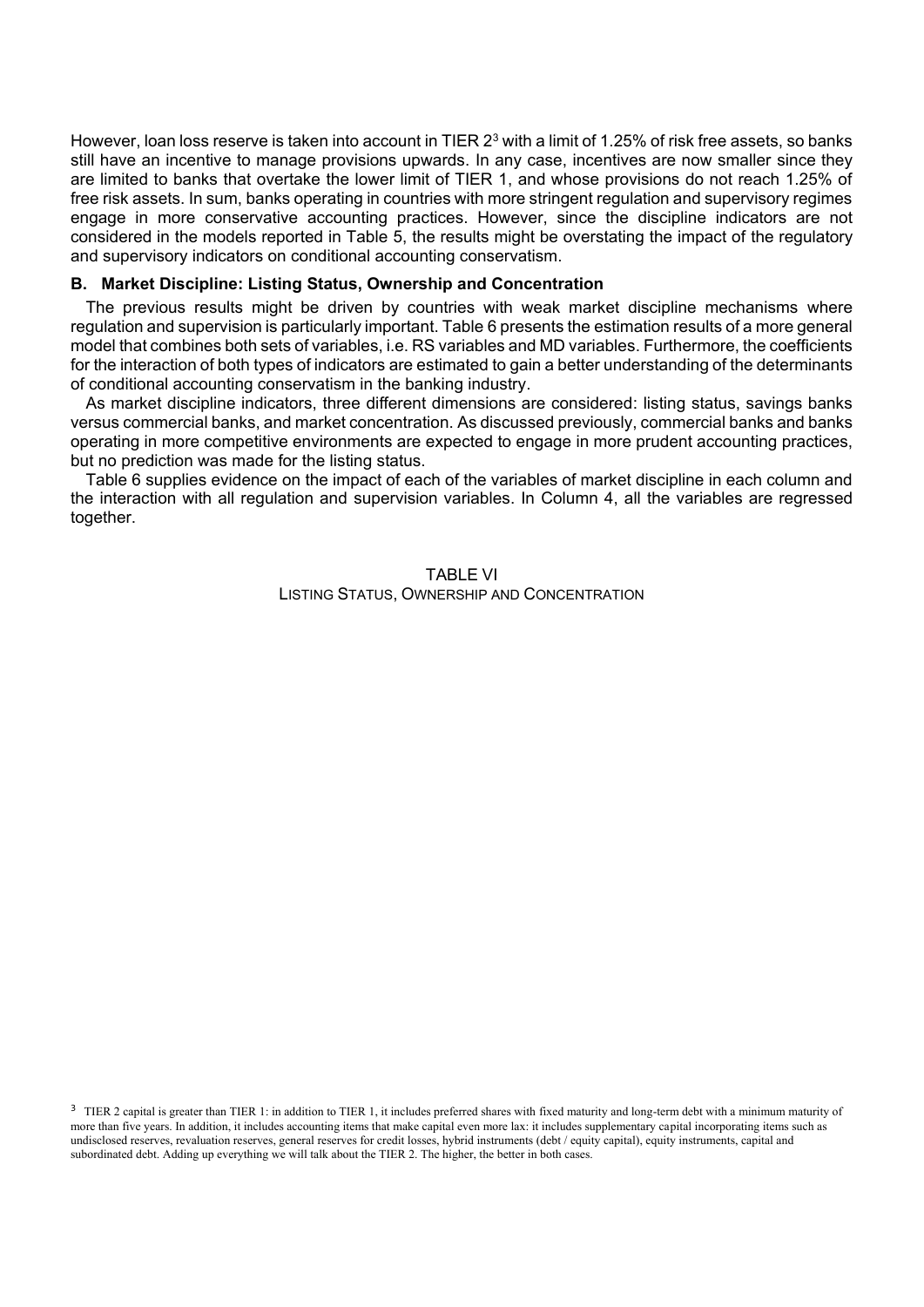However, loan loss reserve is taken into account in TIER 2[3] with a limit of 1.25% of risk free assets, so banks still have an incentive to manage provisions upwards. In any case, incentives are now smaller since they are limited to banks that overtake the lower limit of TIER 1, and whose provisions do not reach 1.25% of free risk assets. In sum, banks operating in countries with more stringent regulation and supervisory regimes engage in more conservative accounting practices. However, since the discipline indicators are not considered in the models reported in Table 5, the results might be overstating the impact of the regulatory and supervisory indicators on conditional accounting conservatism.

### B. Market Discipline: Listing Status, Ownership and Concentration

The previous results might be driven by countries with weak market discipline mechanisms where regulation and supervision is particularly important. Table 6 presents the estimation results of a more general model that combines both sets of variables, i.e. RS variables and MD variables. Furthermore, the coefficients for the interaction of both types of indicators are estimated to gain a better understanding of the determinants of conditional accounting conservatism in the banking industry.

As market discipline indicators, three different dimensions are considered: listing status, savings banks versus commercial banks, and market concentration. As discussed previously, commercial banks and banks operating in more competitive environments are expected to engage in more prudent accounting practices, but no prediction was made for the listing status.

Table 6 supplies evidence on the impact of each of the variables of market discipline in each column and the interaction with all regulation and supervision variables. In Column 4, all the variables are regressed together.

TABLE VI
LISTING STATUS, OWNERSHIP AND CONCENTRATION

[3] TIER 2 capital is greater than TIER 1: in addition to TIER 1, it includes preferred shares with fixed maturity and long-term debt with a minimum maturity of more than five years. In addition, it includes accounting items that make capital even more lax: it includes supplementary capital incorporating items such as undisclosed reserves, revaluation reserves, general reserves for credit losses, hybrid instruments (debt / equity capital), equity instruments, capital and subordinated debt. Adding up everything we will talk about the TIER 2. The higher, the better in both cases.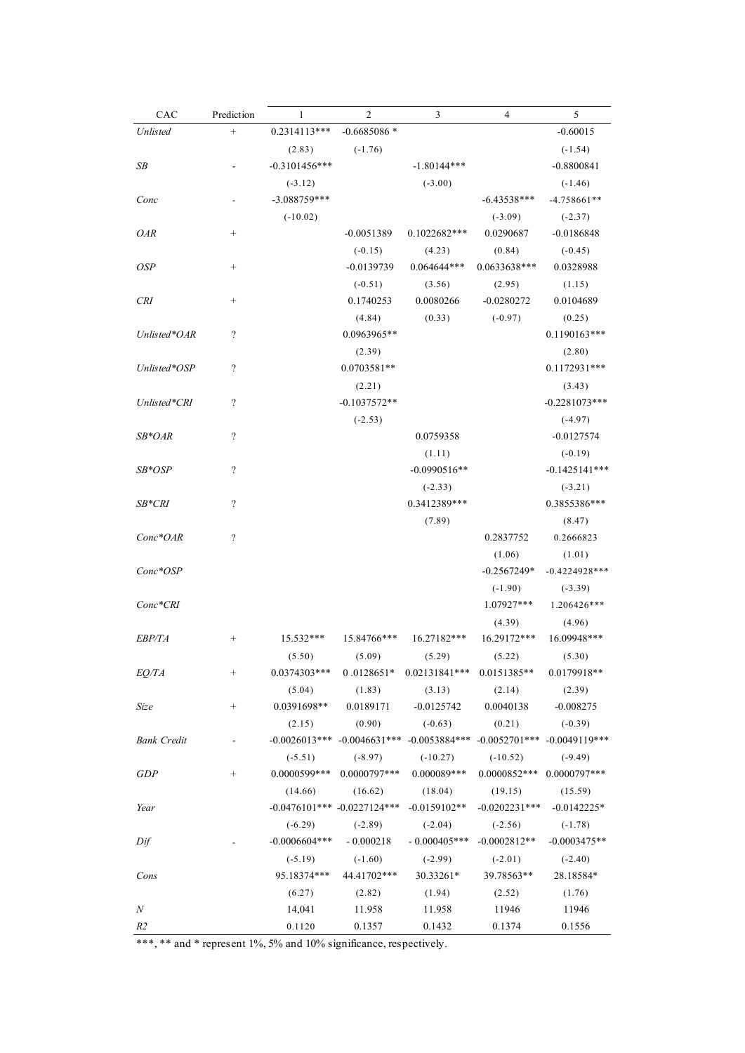| CAC | Prediction | 1 | 2 | 3 | 4 | 5 |
|---|---|---|---|---|---|---|
| *Unlisted* | + | 0.2314113*** | -0.6685086 * | | | -0.60015 |
| | | (2.83) | (-1.76) | | | (-1.54) |
| *SB* | - | -0.3101456*** | | -1.80144*** | | -0.8800841 |
| | | (-3.12) | | (-3.00) | | (-1.46) |
| *Conc* | - | -3.088759*** | | | -6.43538*** | -4.758661** |
| | | (-10.02) | | | (-3.09) | (-2.37) |
| *OAR* | + | | -0.0051389 | 0.1022682*** | 0.0290687 | -0.0186848 |
| | | | (-0.15) | (4.23) | (0.84) | (-0.45) |
| *OSP* | + | | -0.0139739 | 0.064644*** | 0.0633638*** | 0.0328988 |
| | | | (-0.51) | (3.56) | (2.95) | (1.15) |
| *CRI* | + | | 0.1740253 | 0.0080266 | -0.0280272 | 0.0104689 |
| | | | (4.84) | (0.33) | (-0.97) | (0.25) |
| *Unlisted*OAR* | ? | | 0.0963965** | | | 0.1190163*** |
| | | | (2.39) | | | (2.80) |
| *Unlisted*OSP* | ? | | 0.0703581** | | | 0.1172931*** |
| | | | (2.21) | | | (3.43) |
| *Unlisted*CRI* | ? | | -0.1037572** | | | -0.2281073*** |
| | | | (-2.53) | | | (-4.97) |
| *SB*OAR* | ? | | | 0.0759358 | | -0.0127574 |
| | | | | (1.11) | | (-0.19) |
| *SB*OSP* | ? | | | -0.0990516** | | -0.1425141*** |
| | | | | (-2.33) | | (-3.21) |
| *SB*CRI* | ? | | | 0.3412389*** | | 0.3855386*** |
| | | | | (7.89) | | (8.47) |
| *Conc*OAR* | ? | | | | 0.2837752 | 0.2666823 |
| | | | | | (1.06) | (1.01) |
| *Conc*OSP* | | | | | -0.2567249* | -0.4224928*** |
| | | | | | (-1.90) | (-3.39) |
| *Conc*CRI* | | | | | 1.07927*** | 1.206426*** |
| | | | | | (4.39) | (4.96) |
| *EBP/TA* | + | 15.532*** | 15.84766*** | 16.27182*** | 16.29172*** | 16.09948*** |
| | | (5.50) | (5.09) | (5.29) | (5.22) | (5.30) |
| *EQ/TA* | + | 0.0374303*** | 0 .0128651* | 0.02131841*** | 0.0151385** | 0.0179918** |
| | | (5.04) | (1.83) | (3.13) | (2.14) | (2.39) |
| *Size* | + | 0.0391698** | 0.0189171 | -0.0125742 | 0.0040138 | -0.008275 |
| | | (2.15) | (0.90) | (-0.63) | (0.21) | (-0.39) |
| *Bank Credit* | - | -0.0026013*** | -0.0046631*** | -0.0053884*** | -0.0052701*** | -0.0049119*** |
| | | (-5.51) | (-8.97) | (-10.27) | (-10.52) | (-9.49) |
| *GDP* | + | 0.0000599*** | 0.0000797*** | 0.000089*** | 0.0000852*** | 0.0000797*** |
| | | (14.66) | (16.62) | (18.04) | (19.15) | (15.59) |
| *Year* | | -0.0476101*** | -0.0227124*** | -0.0159102** | -0.0202231*** | -0.0142225* |
| | | (-6.29) | (-2.89) | (-2.04) | (-2.56) | (-1.78) |
| *Dif* | - | -0.0006604*** | - 0.000218 | - 0.000405*** | -0.0002812** | -0.0003475** |
| | | (-5.19) | (-1.60) | (-2.99) | (-2.01) | (-2.40) |
| Cons | | 95.18374*** | 44.41702*** | 30.33261* | 39.78563** | 28.18584* |
| | | (6.27) | (2.82) | (1.94) | (2.52) | (1.76) |
| *N* | | 14,041 | 11.958 | 11.958 | 11946 | 11946 |
| *R2* | | 0.1120 | 0.1357 | 0.1432 | 0.1374 | 0.1556 |

***, ** and * represent 1%, 5% and 10% significance, respectively.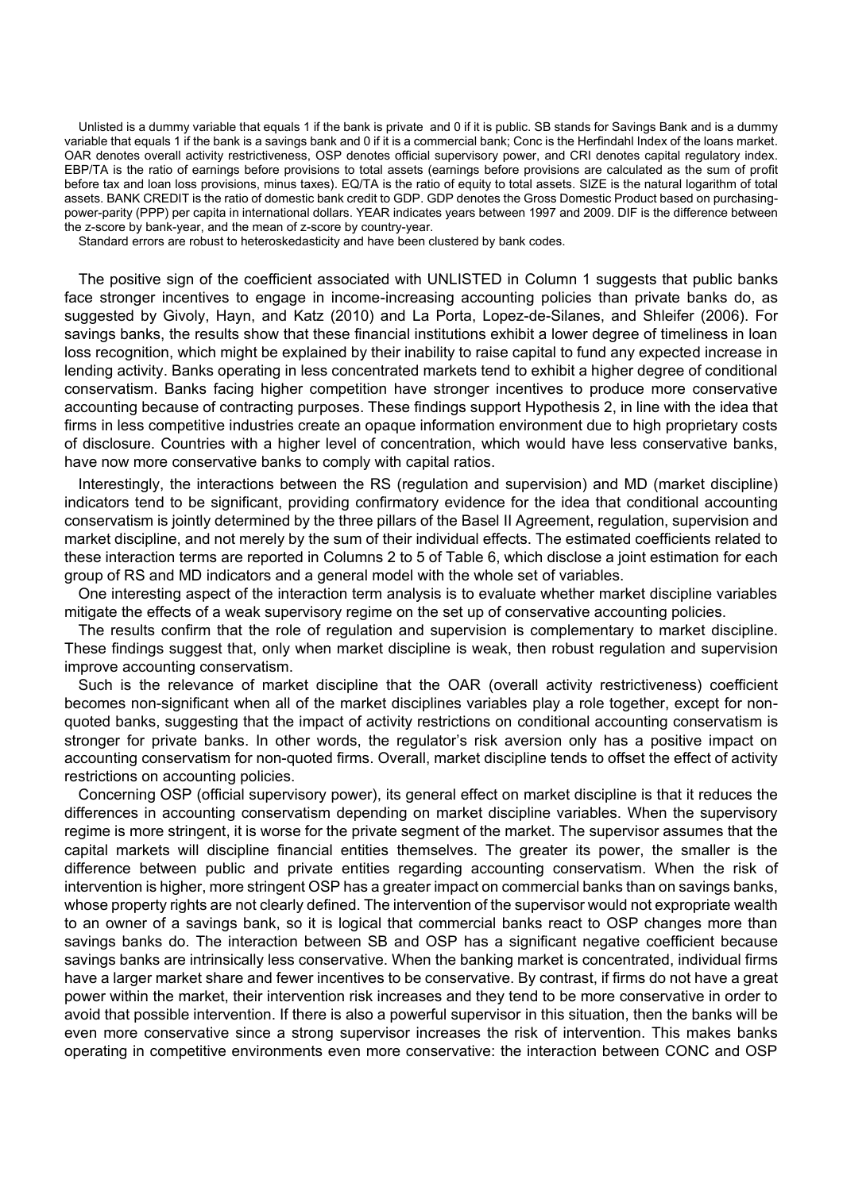Unlisted is a dummy variable that equals 1 if the bank is private and 0 if it is public. SB stands for Savings Bank and is a dummy variable that equals 1 if the bank is a savings bank and 0 if it is a commercial bank; Conc is the Herfindahl Index of the loans market. OAR denotes overall activity restrictiveness, OSP denotes official supervisory power, and CRI denotes capital regulatory index. EBP/TA is the ratio of earnings before provisions to total assets (earnings before provisions are calculated as the sum of profit before tax and loan loss provisions, minus taxes). EQ/TA is the ratio of equity to total assets. SIZE is the natural logarithm of total assets. BANK CREDIT is the ratio of domestic bank credit to GDP. GDP denotes the Gross Domestic Product based on purchasing-power-parity (PPP) per capita in international dollars. YEAR indicates years between 1997 and 2009. DIF is the difference between the z-score by bank-year, and the mean of z-score by country-year.

Standard errors are robust to heteroskedasticity and have been clustered by bank codes.

The positive sign of the coefficient associated with UNLISTED in Column 1 suggests that public banks face stronger incentives to engage in income-increasing accounting policies than private banks do, as suggested by Givoly, Hayn, and Katz (2010) and La Porta, Lopez-de-Silanes, and Shleifer (2006). For savings banks, the results show that these financial institutions exhibit a lower degree of timeliness in loan loss recognition, which might be explained by their inability to raise capital to fund any expected increase in lending activity. Banks operating in less concentrated markets tend to exhibit a higher degree of conditional conservatism. Banks facing higher competition have stronger incentives to produce more conservative accounting because of contracting purposes. These findings support Hypothesis 2, in line with the idea that firms in less competitive industries create an opaque information environment due to high proprietary costs of disclosure. Countries with a higher level of concentration, which would have less conservative banks, have now more conservative banks to comply with capital ratios.

Interestingly, the interactions between the RS (regulation and supervision) and MD (market discipline) indicators tend to be significant, providing confirmatory evidence for the idea that conditional accounting conservatism is jointly determined by the three pillars of the Basel II Agreement, regulation, supervision and market discipline, and not merely by the sum of their individual effects. The estimated coefficients related to these interaction terms are reported in Columns 2 to 5 of Table 6, which disclose a joint estimation for each group of RS and MD indicators and a general model with the whole set of variables.

One interesting aspect of the interaction term analysis is to evaluate whether market discipline variables mitigate the effects of a weak supervisory regime on the set up of conservative accounting policies.

The results confirm that the role of regulation and supervision is complementary to market discipline. These findings suggest that, only when market discipline is weak, then robust regulation and supervision improve accounting conservatism.

Such is the relevance of market discipline that the OAR (overall activity restrictiveness) coefficient becomes non-significant when all of the market disciplines variables play a role together, except for non-quoted banks, suggesting that the impact of activity restrictions on conditional accounting conservatism is stronger for private banks. In other words, the regulator's risk aversion only has a positive impact on accounting conservatism for non-quoted firms. Overall, market discipline tends to offset the effect of activity restrictions on accounting policies.

Concerning OSP (official supervisory power), its general effect on market discipline is that it reduces the differences in accounting conservatism depending on market discipline variables. When the supervisory regime is more stringent, it is worse for the private segment of the market. The supervisor assumes that the capital markets will discipline financial entities themselves. The greater its power, the smaller is the difference between public and private entities regarding accounting conservatism. When the risk of intervention is higher, more stringent OSP has a greater impact on commercial banks than on savings banks, whose property rights are not clearly defined. The intervention of the supervisor would not expropriate wealth to an owner of a savings bank, so it is logical that commercial banks react to OSP changes more than savings banks do. The interaction between SB and OSP has a significant negative coefficient because savings banks are intrinsically less conservative. When the banking market is concentrated, individual firms have a larger market share and fewer incentives to be conservative. By contrast, if firms do not have a great power within the market, their intervention risk increases and they tend to be more conservative in order to avoid that possible intervention. If there is also a powerful supervisor in this situation, then the banks will be even more conservative since a strong supervisor increases the risk of intervention. This makes banks operating in competitive environments even more conservative: the interaction between CONC and OSP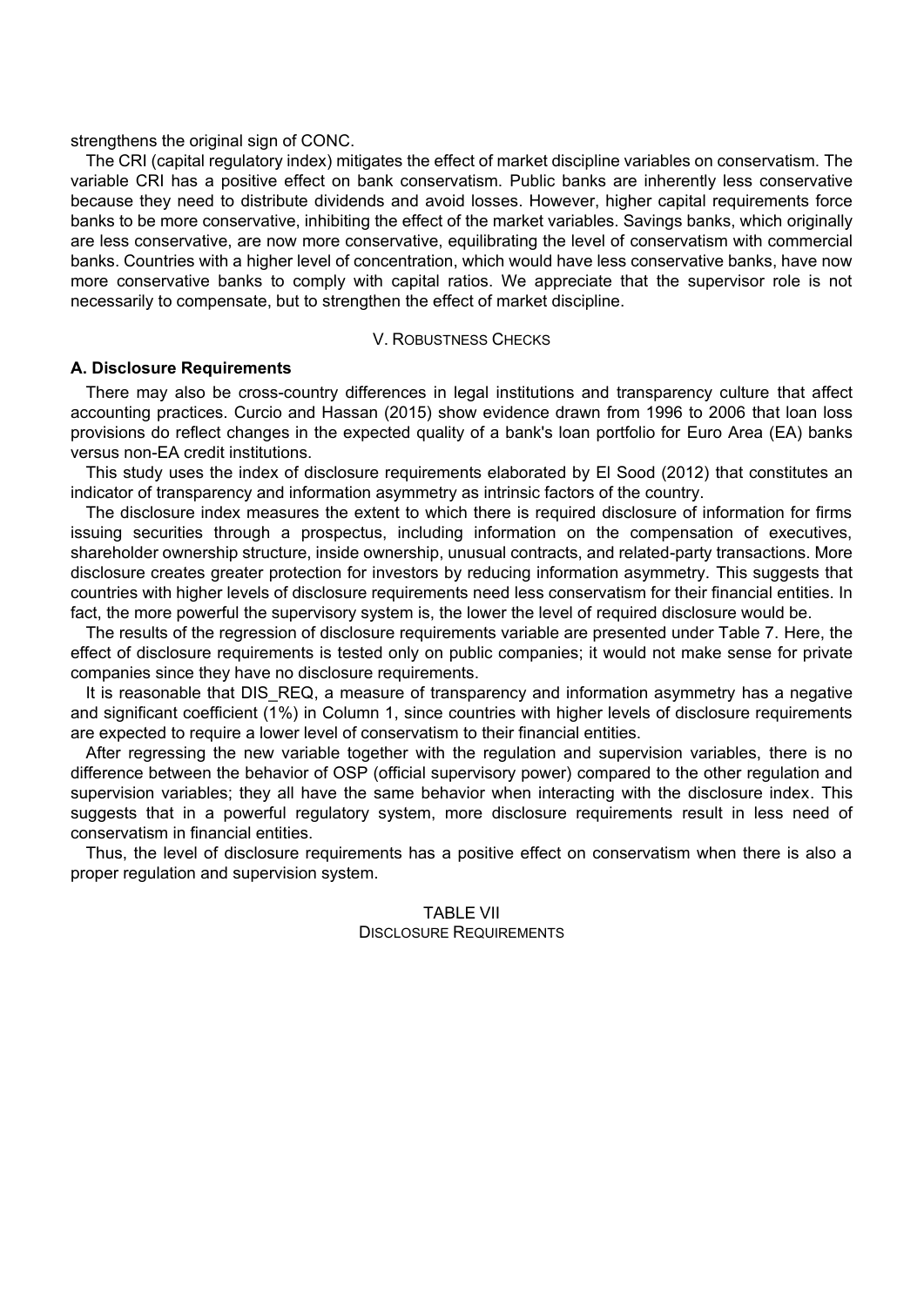strengthens the original sign of CONC.

The CRI (capital regulatory index) mitigates the effect of market discipline variables on conservatism. The variable CRI has a positive effect on bank conservatism. Public banks are inherently less conservative because they need to distribute dividends and avoid losses. However, higher capital requirements force banks to be more conservative, inhibiting the effect of the market variables. Savings banks, which originally are less conservative, are now more conservative, equilibrating the level of conservatism with commercial banks. Countries with a higher level of concentration, which would have less conservative banks, have now more conservative banks to comply with capital ratios. We appreciate that the supervisor role is not necessarily to compensate, but to strengthen the effect of market discipline.

## V. Robustness Checks

### A. Disclosure Requirements

There may also be cross-country differences in legal institutions and transparency culture that affect accounting practices. Curcio and Hassan (2015) show evidence drawn from 1996 to 2006 that loan loss provisions do reflect changes in the expected quality of a bank's loan portfolio for Euro Area (EA) banks versus non-EA credit institutions.

This study uses the index of disclosure requirements elaborated by El Sood (2012) that constitutes an indicator of transparency and information asymmetry as intrinsic factors of the country.

The disclosure index measures the extent to which there is required disclosure of information for firms issuing securities through a prospectus, including information on the compensation of executives, shareholder ownership structure, inside ownership, unusual contracts, and related-party transactions. More disclosure creates greater protection for investors by reducing information asymmetry. This suggests that countries with higher levels of disclosure requirements need less conservatism for their financial entities. In fact, the more powerful the supervisory system is, the lower the level of required disclosure would be.

The results of the regression of disclosure requirements variable are presented under Table 7. Here, the effect of disclosure requirements is tested only on public companies; it would not make sense for private companies since they have no disclosure requirements.

It is reasonable that DIS_REQ, a measure of transparency and information asymmetry has a negative and significant coefficient (1%) in Column 1, since countries with higher levels of disclosure requirements are expected to require a lower level of conservatism to their financial entities.

After regressing the new variable together with the regulation and supervision variables, there is no difference between the behavior of OSP (official supervisory power) compared to the other regulation and supervision variables; they all have the same behavior when interacting with the disclosure index. This suggests that in a powerful regulatory system, more disclosure requirements result in less need of conservatism in financial entities.

Thus, the level of disclosure requirements has a positive effect on conservatism when there is also a proper regulation and supervision system.

TABLE VII
DISCLOSURE REQUIREMENTS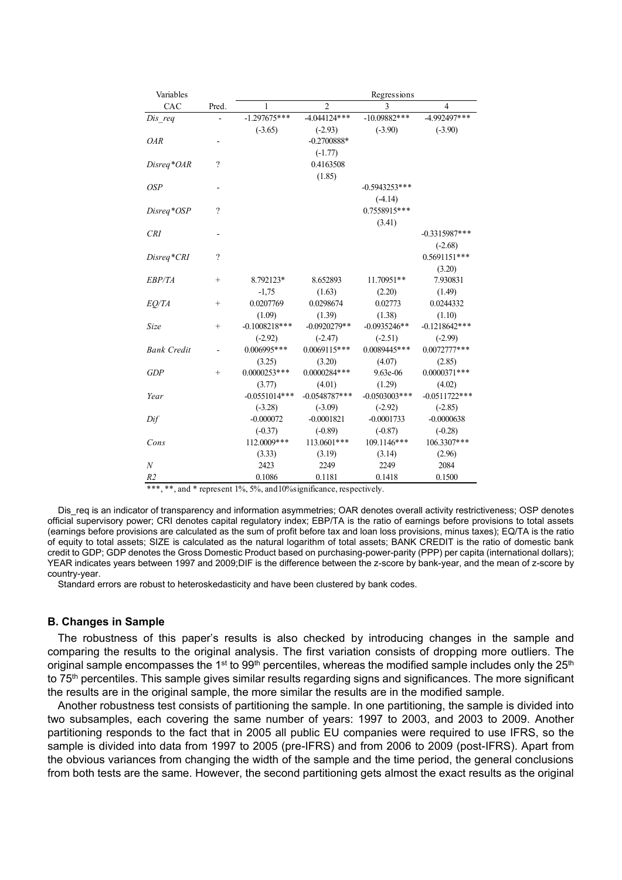| Variables | | Regressions | | | |
|---|---|---|---|---|---|
| CAC | Pred. | 1 | 2 | 3 | 4 |
| *Dis_req* | - | -1.297675*** | -4.044124*** | -10.09882*** | -4.992497*** |
| | | (-3.65) | (-2.93) | (-3.90) | (-3.90) |
| *OAR* | - | | -0.2700888* | | |
| | | | (-1.77) | | |
| *Disreq*OAR* | ? | | 0.4163508 | | |
| | | | (1.85) | | |
| *OSP* | - | | | -0.5943253*** | |
| | | | | (-4.14) | |
| *Disreq*OSP* | ? | | | 0.7558915*** | |
| | | | | (3.41) | |
| *CRI* | - | | | | -0.3315987*** |
| | | | | | (-2.68) |
| *Disreq*CRI* | ? | | | | 0.5691151*** |
| | | | | | (3.20) |
| *EBP/TA* | + | 8.792123* | 8.652893 | 11.70951** | 7.930831 |
| | | -1,75 | (1.63) | (2.20) | (1.49) |
| *EQ/TA* | + | 0.0207769 | 0.0298674 | 0.02773 | 0.0244332 |
| | | (1.09) | (1.39) | (1.38) | (1.10) |
| *Size* | + | -0.1008218*** | -0.0920279** | -0.0935246** | -0.1218642*** |
| | | (-2.92) | (-2.47) | (-2.51) | (-2.99) |
| *Bank Credit* | - | 0.006995*** | 0.0069115*** | 0.0089445*** | 0.0072777*** |
| | | (3.25) | (3.20) | (4.07) | (2.85) |
| *GDP* | + | 0.0000253*** | 0.0000284*** | 9.63e-06 | 0.0000371*** |
| | | (3.77) | (4.01) | (1.29) | (4.02) |
| *Year* | | -0.0551014*** | -0.0548787*** | -0.0503003*** | -0.0511722*** |
| | | (-3.28) | (-3.09) | (-2.92) | (-2.85) |
| *Dif* | | -0.000072 | -0.0001821 | -0.0001733 | -0.0000638 |
| | | (-0.37) | (-0.89) | (-0.87) | (-0.28) |
| *Cons* | | 112.0009*** | 113.0601*** | 109.1146*** | 106.3307*** |
| | | (3.33) | (3.19) | (3.14) | (2.96) |
| *N* | | 2423 | 2249 | 2249 | 2084 |
| *R2* | | 0.1086 | 0.1181 | 0.1418 | 0.1500 |

***, **, and * represent 1%, 5%, and10%significance, respectively.

Dis_req is an indicator of transparency and information asymmetries; OAR denotes overall activity restrictiveness; OSP denotes official supervisory power; CRI denotes capital regulatory index; EBP/TA is the ratio of earnings before provisions to total assets (earnings before provisions are calculated as the sum of profit before tax and loan loss provisions, minus taxes); EQ/TA is the ratio of equity to total assets; SIZE is calculated as the natural logarithm of total assets; BANK CREDIT is the ratio of domestic bank credit to GDP; GDP denotes the Gross Domestic Product based on purchasing-power-parity (PPP) per capita (international dollars); YEAR indicates years between 1997 and 2009;DIF is the difference between the z-score by bank-year, and the mean of z-score by country-year.

Standard errors are robust to heteroskedasticity and have been clustered by bank codes.

### B. Changes in Sample

The robustness of this paper's results is also checked by introducing changes in the sample and comparing the results to the original analysis. The first variation consists of dropping more outliers. The original sample encompasses the 1st to 99th percentiles, whereas the modified sample includes only the 25th to 75th percentiles. This sample gives similar results regarding signs and significances. The more significant the results are in the original sample, the more similar the results are in the modified sample.

Another robustness test consists of partitioning the sample. In one partitioning, the sample is divided into two subsamples, each covering the same number of years: 1997 to 2003, and 2003 to 2009. Another partitioning responds to the fact that in 2005 all public EU companies were required to use IFRS, so the sample is divided into data from 1997 to 2005 (pre-IFRS) and from 2006 to 2009 (post-IFRS). Apart from the obvious variances from changing the width of the sample and the time period, the general conclusions from both tests are the same. However, the second partitioning gets almost the exact results as the original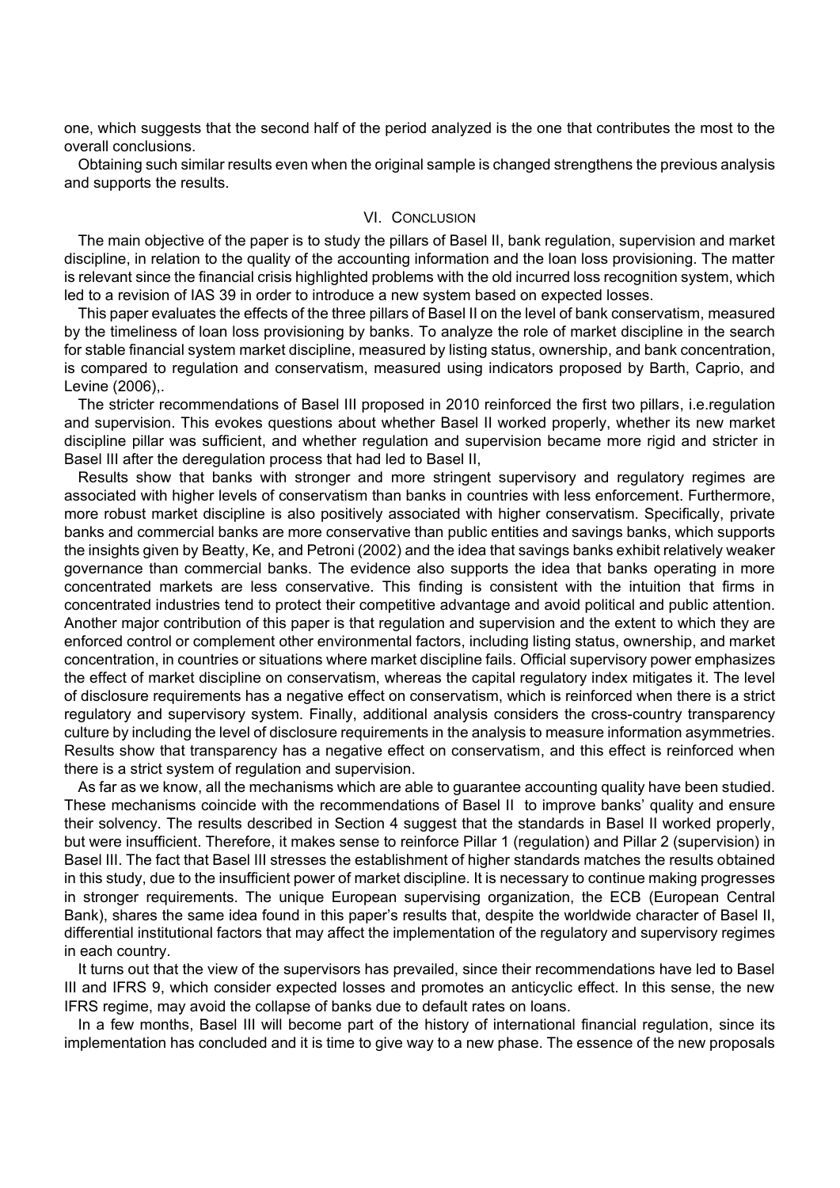one, which suggests that the second half of the period analyzed is the one that contributes the most to the overall conclusions.

Obtaining such similar results even when the original sample is changed strengthens the previous analysis and supports the results.

## VI. Conclusion

The main objective of the paper is to study the pillars of Basel II, bank regulation, supervision and market discipline, in relation to the quality of the accounting information and the loan loss provisioning. The matter is relevant since the financial crisis highlighted problems with the old incurred loss recognition system, which led to a revision of IAS 39 in order to introduce a new system based on expected losses.

This paper evaluates the effects of the three pillars of Basel II on the level of bank conservatism, measured by the timeliness of loan loss provisioning by banks. To analyze the role of market discipline in the search for stable financial system market discipline, measured by listing status, ownership, and bank concentration, is compared to regulation and conservatism, measured using indicators proposed by Barth, Caprio, and Levine (2006),.

The stricter recommendations of Basel III proposed in 2010 reinforced the first two pillars, i.e.regulation and supervision. This evokes questions about whether Basel II worked properly, whether its new market discipline pillar was sufficient, and whether regulation and supervision became more rigid and stricter in Basel III after the deregulation process that had led to Basel II,

Results show that banks with stronger and more stringent supervisory and regulatory regimes are associated with higher levels of conservatism than banks in countries with less enforcement. Furthermore, more robust market discipline is also positively associated with higher conservatism. Specifically, private banks and commercial banks are more conservative than public entities and savings banks, which supports the insights given by Beatty, Ke, and Petroni (2002) and the idea that savings banks exhibit relatively weaker governance than commercial banks. The evidence also supports the idea that banks operating in more concentrated markets are less conservative. This finding is consistent with the intuition that firms in concentrated industries tend to protect their competitive advantage and avoid political and public attention. Another major contribution of this paper is that regulation and supervision and the extent to which they are enforced control or complement other environmental factors, including listing status, ownership, and market concentration, in countries or situations where market discipline fails. Official supervisory power emphasizes the effect of market discipline on conservatism, whereas the capital regulatory index mitigates it. The level of disclosure requirements has a negative effect on conservatism, which is reinforced when there is a strict regulatory and supervisory system. Finally, additional analysis considers the cross-country transparency culture by including the level of disclosure requirements in the analysis to measure information asymmetries. Results show that transparency has a negative effect on conservatism, and this effect is reinforced when there is a strict system of regulation and supervision.

As far as we know, all the mechanisms which are able to guarantee accounting quality have been studied. These mechanisms coincide with the recommendations of Basel II to improve banks' quality and ensure their solvency. The results described in Section 4 suggest that the standards in Basel II worked properly, but were insufficient. Therefore, it makes sense to reinforce Pillar 1 (regulation) and Pillar 2 (supervision) in Basel III. The fact that Basel III stresses the establishment of higher standards matches the results obtained in this study, due to the insufficient power of market discipline. It is necessary to continue making progresses in stronger requirements. The unique European supervising organization, the ECB (European Central Bank), shares the same idea found in this paper's results that, despite the worldwide character of Basel II, differential institutional factors that may affect the implementation of the regulatory and supervisory regimes in each country.

It turns out that the view of the supervisors has prevailed, since their recommendations have led to Basel III and IFRS 9, which consider expected losses and promotes an anticyclic effect. In this sense, the new IFRS regime, may avoid the collapse of banks due to default rates on loans.

In a few months, Basel III will become part of the history of international financial regulation, since its implementation has concluded and it is time to give way to a new phase. The essence of the new proposals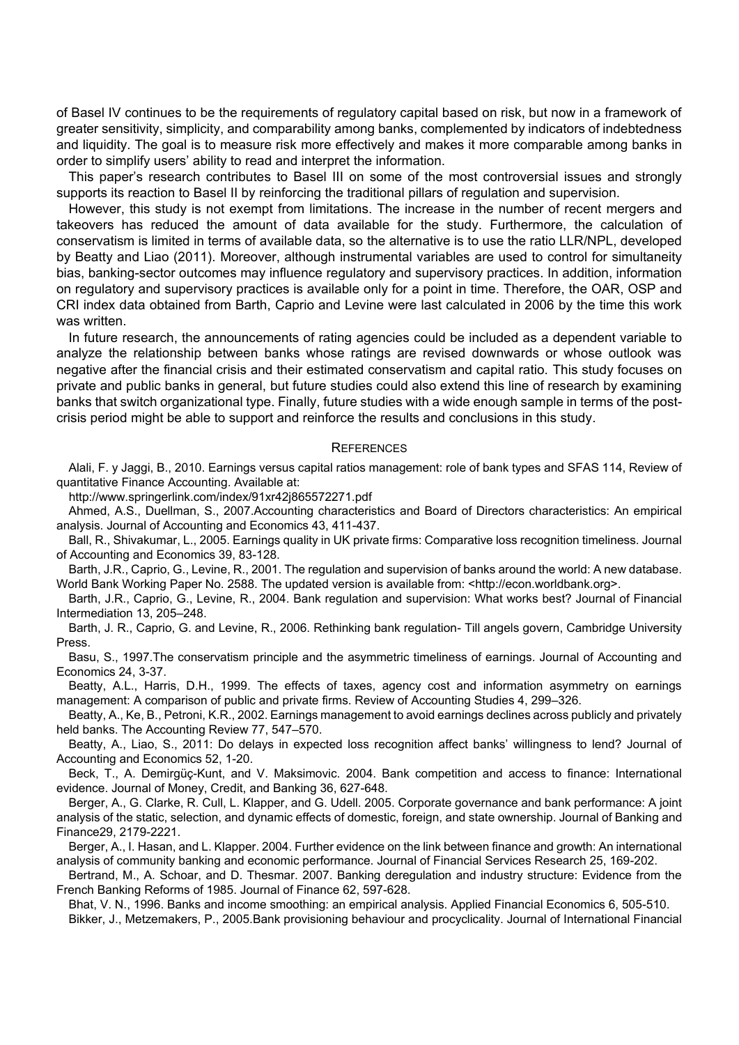of Basel IV continues to be the requirements of regulatory capital based on risk, but now in a framework of greater sensitivity, simplicity, and comparability among banks, complemented by indicators of indebtedness and liquidity. The goal is to measure risk more effectively and makes it more comparable among banks in order to simplify users' ability to read and interpret the information.

This paper's research contributes to Basel III on some of the most controversial issues and strongly supports its reaction to Basel II by reinforcing the traditional pillars of regulation and supervision.

However, this study is not exempt from limitations. The increase in the number of recent mergers and takeovers has reduced the amount of data available for the study. Furthermore, the calculation of conservatism is limited in terms of available data, so the alternative is to use the ratio LLR/NPL, developed by Beatty and Liao (2011). Moreover, although instrumental variables are used to control for simultaneity bias, banking-sector outcomes may influence regulatory and supervisory practices. In addition, information on regulatory and supervisory practices is available only for a point in time. Therefore, the OAR, OSP and CRI index data obtained from Barth, Caprio and Levine were last calculated in 2006 by the time this work was written.

In future research, the announcements of rating agencies could be included as a dependent variable to analyze the relationship between banks whose ratings are revised downwards or whose outlook was negative after the financial crisis and their estimated conservatism and capital ratio. This study focuses on private and public banks in general, but future studies could also extend this line of research by examining banks that switch organizational type. Finally, future studies with a wide enough sample in terms of the post-crisis period might be able to support and reinforce the results and conclusions in this study.

## References

Alali, F. y Jaggi, B., 2010. Earnings versus capital ratios management: role of bank types and SFAS 114, Review of quantitative Finance Accounting. Available at:

http://www.springerlink.com/index/91xr42j865572271.pdf

Ahmed, A.S., Duellman, S., 2007.Accounting characteristics and Board of Directors characteristics: An empirical analysis. Journal of Accounting and Economics 43, 411-437.

Ball, R., Shivakumar, L., 2005. Earnings quality in UK private firms: Comparative loss recognition timeliness. Journal of Accounting and Economics 39, 83-128.

Barth, J.R., Caprio, G., Levine, R., 2001. The regulation and supervision of banks around the world: A new database. World Bank Working Paper No. 2588. The updated version is available from: <http://econ.worldbank.org>.

Barth, J.R., Caprio, G., Levine, R., 2004. Bank regulation and supervision: What works best? Journal of Financial Intermediation 13, 205–248.

Barth, J. R., Caprio, G. and Levine, R., 2006. Rethinking bank regulation- Till angels govern, Cambridge University Press.

Basu, S., 1997.The conservatism principle and the asymmetric timeliness of earnings. Journal of Accounting and Economics 24, 3-37.

Beatty, A.L., Harris, D.H., 1999. The effects of taxes, agency cost and information asymmetry on earnings management: A comparison of public and private firms. Review of Accounting Studies 4, 299–326.

Beatty, A., Ke, B., Petroni, K.R., 2002. Earnings management to avoid earnings declines across publicly and privately held banks. The Accounting Review 77, 547–570.

Beatty, A., Liao, S., 2011: Do delays in expected loss recognition affect banks' willingness to lend? Journal of Accounting and Economics 52, 1-20.

Beck, T., A. Demirgüç-Kunt, and V. Maksimovic. 2004. Bank competition and access to finance: International evidence. Journal of Money, Credit, and Banking 36, 627-648.

Berger, A., G. Clarke, R. Cull, L. Klapper, and G. Udell. 2005. Corporate governance and bank performance: A joint analysis of the static, selection, and dynamic effects of domestic, foreign, and state ownership. Journal of Banking and Finance29, 2179-2221.

Berger, A., I. Hasan, and L. Klapper. 2004. Further evidence on the link between finance and growth: An international analysis of community banking and economic performance. Journal of Financial Services Research 25, 169-202.

Bertrand, M., A. Schoar, and D. Thesmar. 2007. Banking deregulation and industry structure: Evidence from the French Banking Reforms of 1985. Journal of Finance 62, 597-628.

Bhat, V. N., 1996. Banks and income smoothing: an empirical analysis. Applied Financial Economics 6, 505-510.

Bikker, J., Metzemakers, P., 2005.Bank provisioning behaviour and procyclicality. Journal of International Financial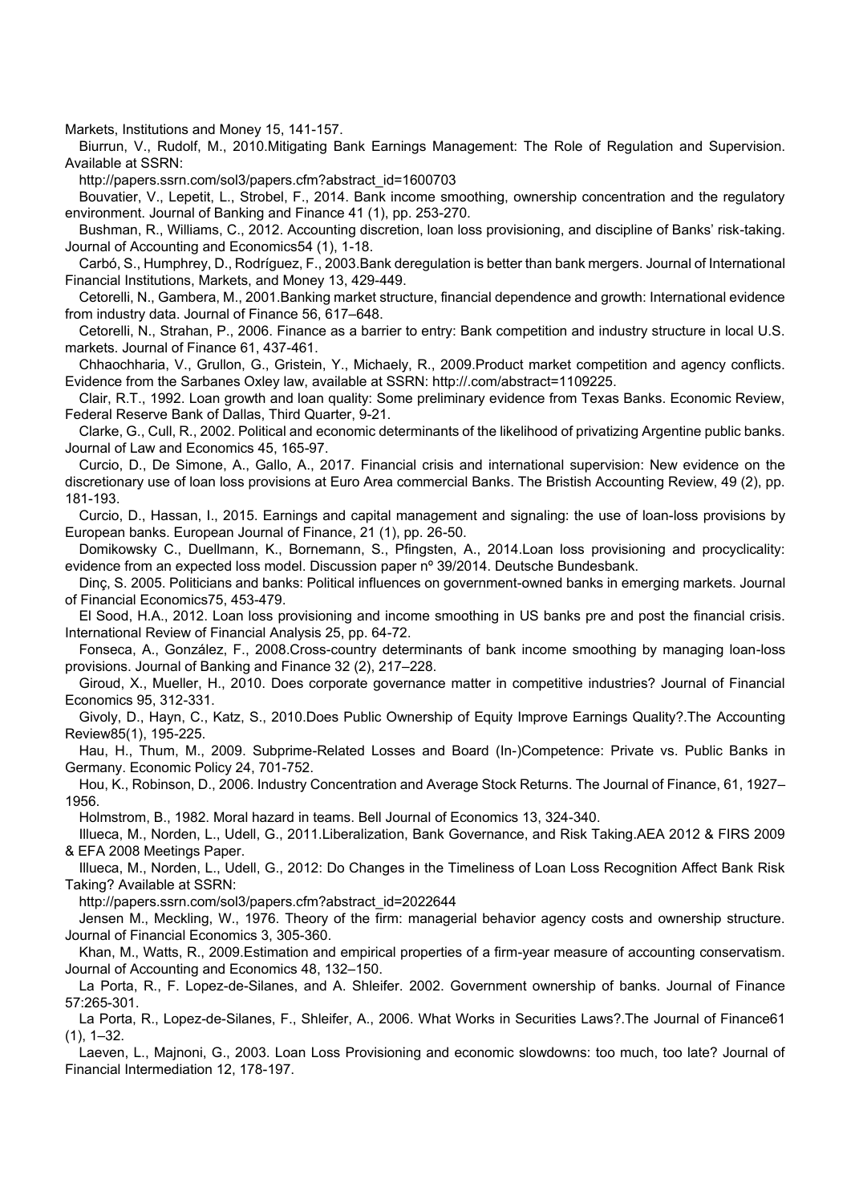Markets, Institutions and Money 15, 141-157.

Biurrun, V., Rudolf, M., 2010.Mitigating Bank Earnings Management: The Role of Regulation and Supervision. Available at SSRN:

http://papers.ssrn.com/sol3/papers.cfm?abstract_id=1600703

Bouvatier, V., Lepetit, L., Strobel, F., 2014. Bank income smoothing, ownership concentration and the regulatory environment. Journal of Banking and Finance 41 (1), pp. 253-270.

Bushman, R., Williams, C., 2012. Accounting discretion, loan loss provisioning, and discipline of Banks' risk-taking. Journal of Accounting and Economics54 (1), 1-18.

Carbó, S., Humphrey, D., Rodríguez, F., 2003.Bank deregulation is better than bank mergers. Journal of International Financial Institutions, Markets, and Money 13, 429-449.

Cetorelli, N., Gambera, M., 2001.Banking market structure, financial dependence and growth: International evidence from industry data. Journal of Finance 56, 617–648.

Cetorelli, N., Strahan, P., 2006. Finance as a barrier to entry: Bank competition and industry structure in local U.S. markets. Journal of Finance 61, 437-461.

Chhaochharia, V., Grullon, G., Gristein, Y., Michaely, R., 2009.Product market competition and agency conflicts. Evidence from the Sarbanes Oxley law, available at SSRN: http://.com/abstract=1109225.

Clair, R.T., 1992. Loan growth and loan quality: Some preliminary evidence from Texas Banks. Economic Review, Federal Reserve Bank of Dallas, Third Quarter, 9-21.

Clarke, G., Cull, R., 2002. Political and economic determinants of the likelihood of privatizing Argentine public banks. Journal of Law and Economics 45, 165-97.

Curcio, D., De Simone, A., Gallo, A., 2017. Financial crisis and international supervision: New evidence on the discretionary use of loan loss provisions at Euro Area commercial Banks. The Bristish Accounting Review, 49 (2), pp. 181-193.

Curcio, D., Hassan, I., 2015. Earnings and capital management and signaling: the use of loan-loss provisions by European banks. European Journal of Finance, 21 (1), pp. 26-50.

Domikowsky C., Duellmann, K., Bornemann, S., Pfingsten, A., 2014.Loan loss provisioning and procyclicality: evidence from an expected loss model. Discussion paper nº 39/2014. Deutsche Bundesbank.

Dinç, S. 2005. Politicians and banks: Political influences on government-owned banks in emerging markets. Journal of Financial Economics75, 453-479.

El Sood, H.A., 2012. Loan loss provisioning and income smoothing in US banks pre and post the financial crisis. International Review of Financial Analysis 25, pp. 64-72.

Fonseca, A., González, F., 2008.Cross-country determinants of bank income smoothing by managing loan-loss provisions. Journal of Banking and Finance 32 (2), 217–228.

Giroud, X., Mueller, H., 2010. Does corporate governance matter in competitive industries? Journal of Financial Economics 95, 312-331.

Givoly, D., Hayn, C., Katz, S., 2010.Does Public Ownership of Equity Improve Earnings Quality?.The Accounting Review85(1), 195-225.

Hau, H., Thum, M., 2009. Subprime-Related Losses and Board (In-)Competence: Private vs. Public Banks in Germany. Economic Policy 24, 701-752.

Hou, K., Robinson, D., 2006. Industry Concentration and Average Stock Returns. The Journal of Finance, 61, 1927–1956.

Holmstrom, B., 1982. Moral hazard in teams. Bell Journal of Economics 13, 324-340.

Illueca, M., Norden, L., Udell, G., 2011.Liberalization, Bank Governance, and Risk Taking.AEA 2012 & FIRS 2009 & EFA 2008 Meetings Paper.

Illueca, M., Norden, L., Udell, G., 2012: Do Changes in the Timeliness of Loan Loss Recognition Affect Bank Risk Taking? Available at SSRN:

http://papers.ssrn.com/sol3/papers.cfm?abstract_id=2022644

Jensen M., Meckling, W., 1976. Theory of the firm: managerial behavior agency costs and ownership structure. Journal of Financial Economics 3, 305-360.

Khan, M., Watts, R., 2009.Estimation and empirical properties of a firm-year measure of accounting conservatism. Journal of Accounting and Economics 48, 132–150.

La Porta, R., F. Lopez-de-Silanes, and A. Shleifer. 2002. Government ownership of banks. Journal of Finance 57:265-301.

La Porta, R., Lopez-de-Silanes, F., Shleifer, A., 2006. What Works in Securities Laws?.The Journal of Finance61 (1), 1–32.

Laeven, L., Majnoni, G., 2003. Loan Loss Provisioning and economic slowdowns: too much, too late? Journal of Financial Intermediation 12, 178-197.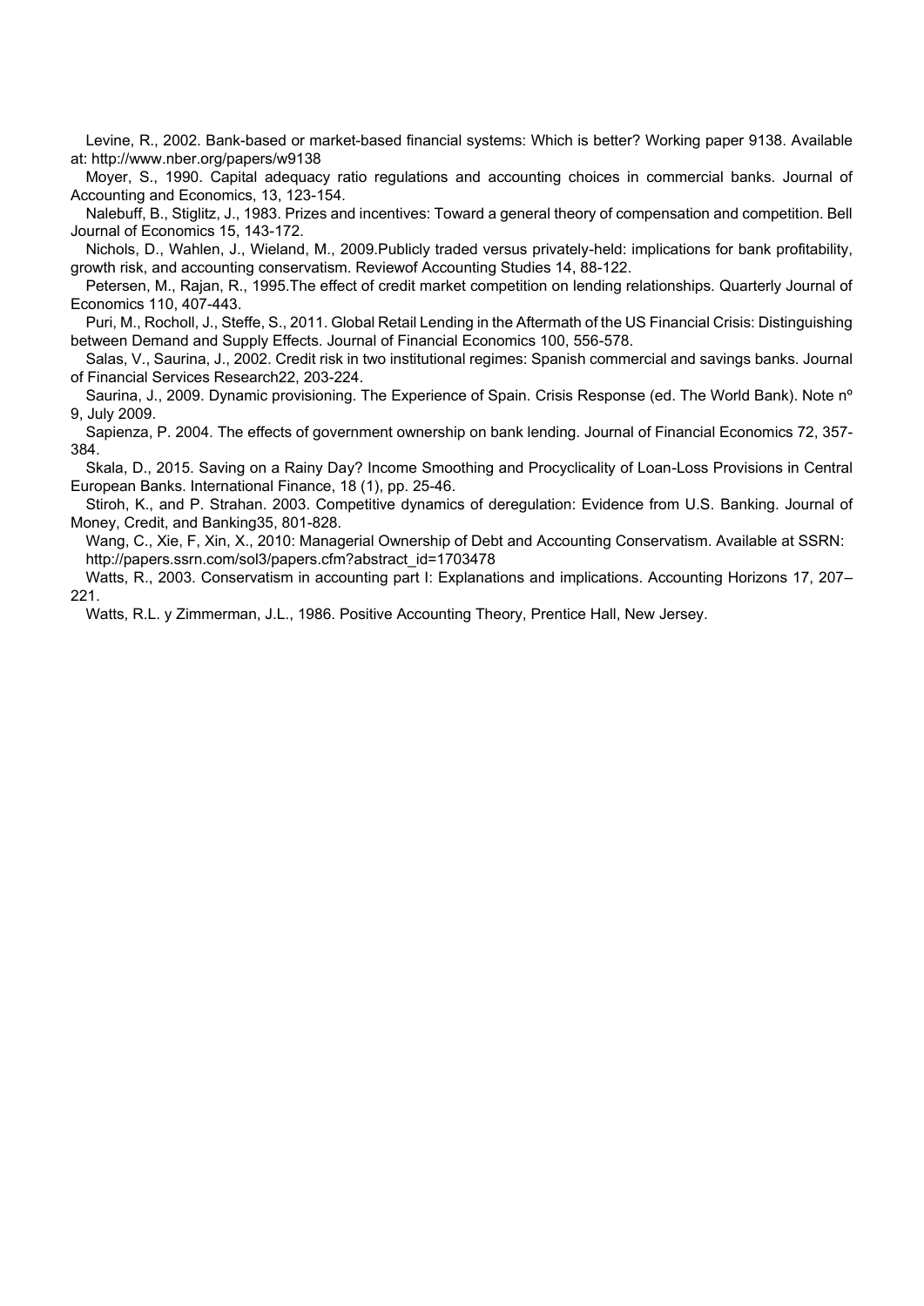Levine, R., 2002. Bank-based or market-based financial systems: Which is better? Working paper 9138. Available at: http://www.nber.org/papers/w9138

Moyer, S., 1990. Capital adequacy ratio regulations and accounting choices in commercial banks. Journal of Accounting and Economics, 13, 123-154.

Nalebuff, B., Stiglitz, J., 1983. Prizes and incentives: Toward a general theory of compensation and competition. Bell Journal of Economics 15, 143-172.

Nichols, D., Wahlen, J., Wieland, M., 2009.Publicly traded versus privately-held: implications for bank profitability, growth risk, and accounting conservatism. Reviewof Accounting Studies 14, 88-122.

Petersen, M., Rajan, R., 1995.The effect of credit market competition on lending relationships. Quarterly Journal of Economics 110, 407-443.

Puri, M., Rocholl, J., Steffe, S., 2011. Global Retail Lending in the Aftermath of the US Financial Crisis: Distinguishing between Demand and Supply Effects. Journal of Financial Economics 100, 556-578.

Salas, V., Saurina, J., 2002. Credit risk in two institutional regimes: Spanish commercial and savings banks. Journal of Financial Services Research22, 203-224.

Saurina, J., 2009. Dynamic provisioning. The Experience of Spain. Crisis Response (ed. The World Bank). Note nº 9, July 2009.

Sapienza, P. 2004. The effects of government ownership on bank lending. Journal of Financial Economics 72, 357-384.

Skala, D., 2015. Saving on a Rainy Day? Income Smoothing and Procyclicality of Loan-Loss Provisions in Central European Banks. International Finance, 18 (1), pp. 25-46.

Stiroh, K., and P. Strahan. 2003. Competitive dynamics of deregulation: Evidence from U.S. Banking. Journal of Money, Credit, and Banking35, 801-828.

Wang, C., Xie, F, Xin, X., 2010: Managerial Ownership of Debt and Accounting Conservatism. Available at SSRN: http://papers.ssrn.com/sol3/papers.cfm?abstract_id=1703478

Watts, R., 2003. Conservatism in accounting part I: Explanations and implications. Accounting Horizons 17, 207–221.

Watts, R.L. y Zimmerman, J.L., 1986. Positive Accounting Theory, Prentice Hall, New Jersey.